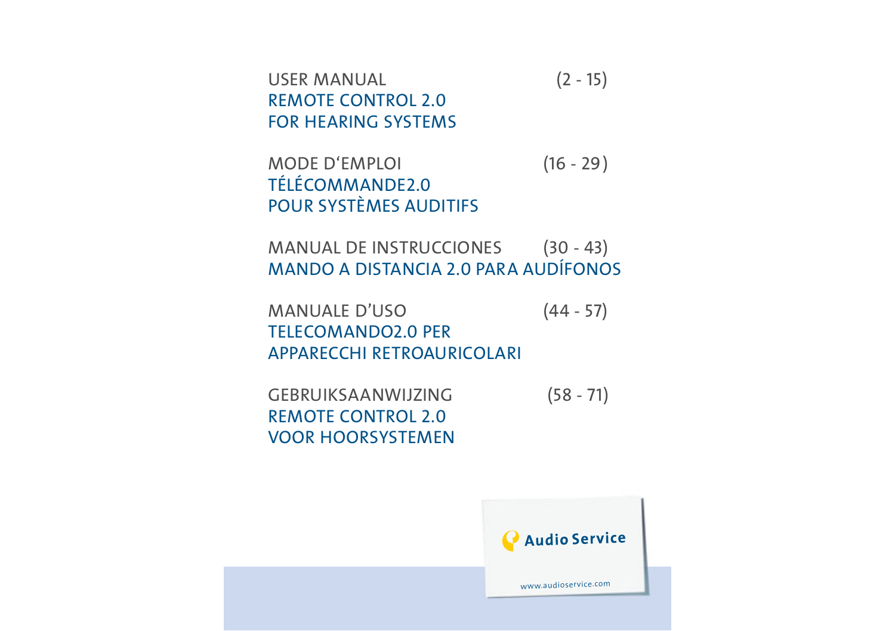USER MANUAL (2 - 15)
REMOTE CONTROL 2.0
FOR HEARING SYSTEMS

MODE D'EMPLOI (16 - 29)
TÉLÉCOMMANDE2.0
POUR SYSTÈMES AUDITIFS

MANUAL DE INSTRUCCIONES (30 - 43)
MANDO A DISTANCIA 2.0 PARA AUDÍFONOS

MANUALE D'USO (44 - 57)
TELECOMANDO2.0 PER
APPARECCHI RETROAURICOLARI

GEBRUIKSAANWIJZING (58 - 71)
REMOTE CONTROL 2.0
VOOR HOORSYSTEMEN

Audio Service

www.audioservice.com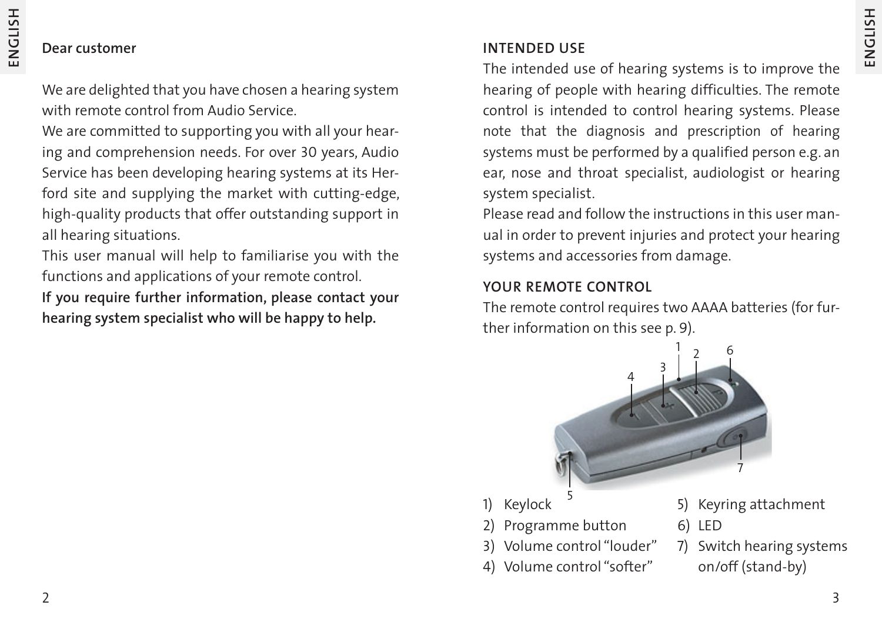**Dear customer**

We are delighted that you have chosen a hearing system with remote control from Audio Service.

We are committed to supporting you with all your hearing and comprehension needs. For over 30 years, Audio Service has been developing hearing systems at its Herford site and supplying the market with cutting-edge, high-quality products that offer outstanding support in all hearing situations.

This user manual will help to familiarise you with the functions and applications of your remote control.

**If you require further information, please contact your hearing system specialist who will be happy to help.**

## INTENDED USE

The intended use of hearing systems is to improve the hearing of people with hearing difficulties. The remote control is intended to control hearing systems. Please note that the diagnosis and prescription of hearing systems must be performed by a qualified person e.g. an ear, nose and throat specialist, audiologist or hearing system specialist.

Please read and follow the instructions in this user manual in order to prevent injuries and protect your hearing systems and accessories from damage.

## YOUR REMOTE CONTROL

The remote control requires two AAAA batteries (for further information on this see p. 9).

1) Keylock
2) Programme button
3) Volume control "louder"
4) Volume control "softer"
5) Keyring attachment
6) LED
7) Switch hearing systems on/off (stand-by)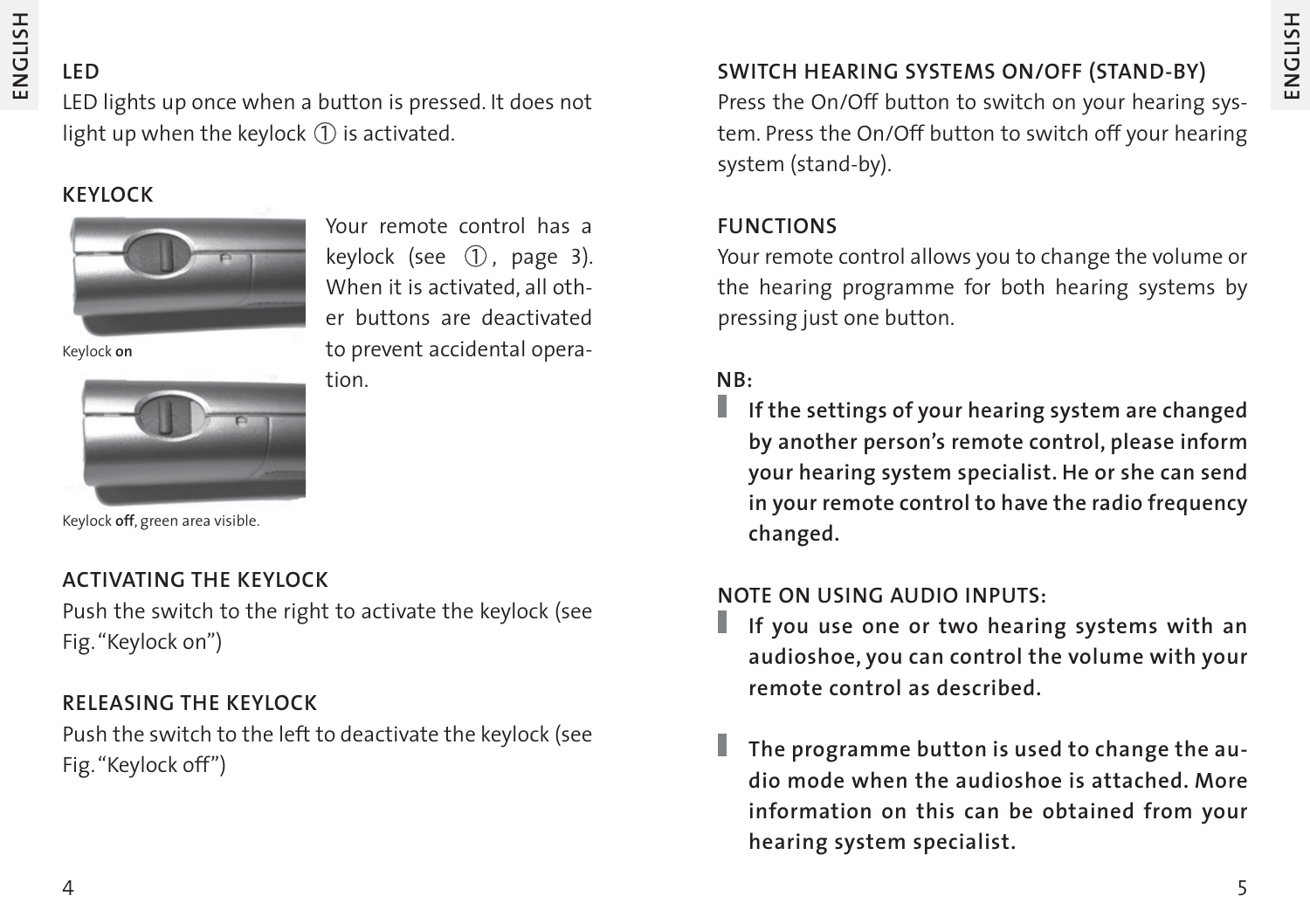## LED

LED lights up once when a button is pressed. It does not light up when the keylock ① is activated.

## KEYLOCK

Your remote control has a keylock (see ①, page 3). When it is activated, all other buttons are deactivated to prevent accidental operation.

Keylock **on**

Keylock **off**, green area visible.

## ACTIVATING THE KEYLOCK

Push the switch to the right to activate the keylock (see Fig. “Keylock on”)

## RELEASING THE KEYLOCK

Push the switch to the left to deactivate the keylock (see Fig. “Keylock off”)

## SWITCH HEARING SYSTEMS ON/OFF (STAND-BY)

Press the On/Off button to switch on your hearing system. Press the On/Off button to switch off your hearing system (stand-by).

## FUNCTIONS

Your remote control allows you to change the volume or the hearing programme for both hearing systems by pressing just one button.

**NB:**

- **If the settings of your hearing system are changed by another person’s remote control, please inform your hearing system specialist. He or she can send in your remote control to have the radio frequency changed.**

**NOTE ON USING AUDIO INPUTS:**

- **If you use one or two hearing systems with an audioshoe, you can control the volume with your remote control as described.**

- **The programme button is used to change the audio mode when the audioshoe is attached. More information on this can be obtained from your hearing system specialist.**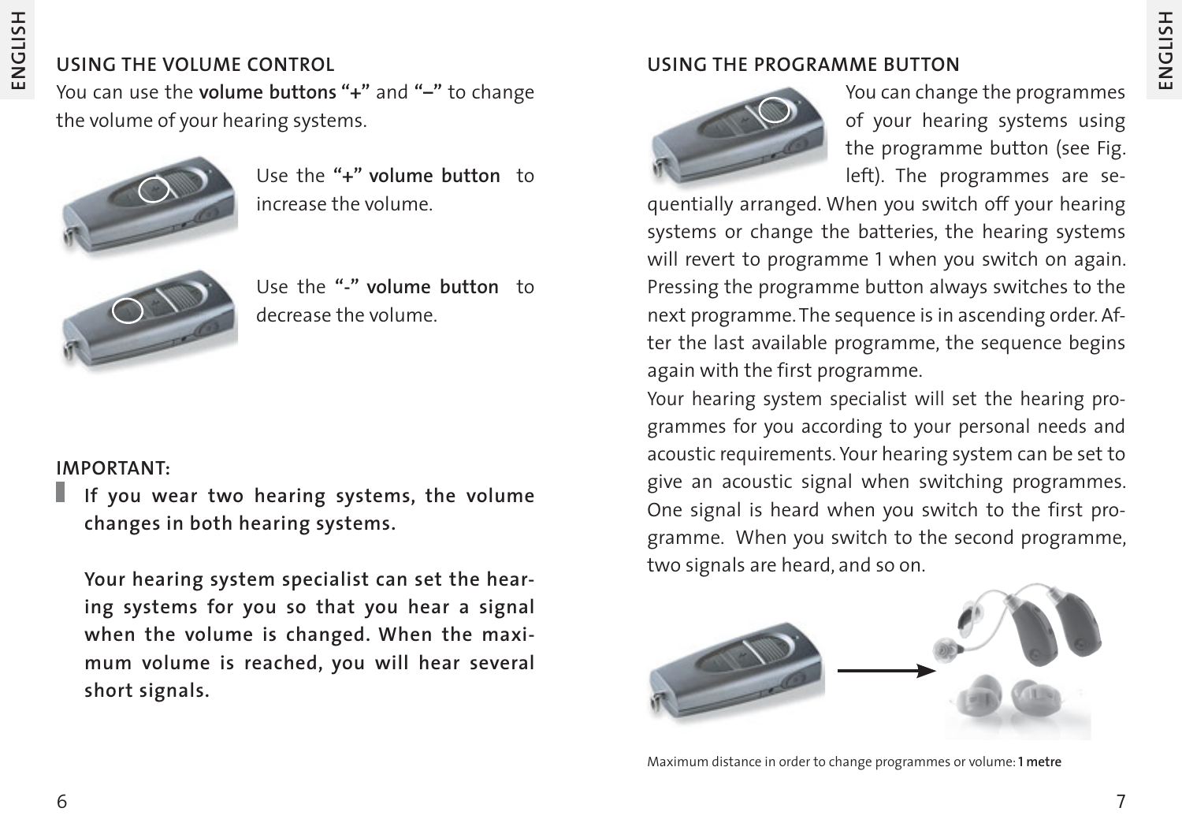## USING THE VOLUME CONTROL

You can use the **volume buttons "+"** and **"–"** to change the volume of your hearing systems.

Use the **"+" volume button** to increase the volume.

Use the **"-" volume button** to decrease the volume.

**IMPORTANT:**

**If you wear two hearing systems, the volume changes in both hearing systems.**

**Your hearing system specialist can set the hearing systems for you so that you hear a signal when the volume is changed. When the maximum volume is reached, you will hear several short signals.**

## USING THE PROGRAMME BUTTON

You can change the programmes of your hearing systems using the programme button (see Fig. left). The programmes are sequentially arranged. When you switch off your hearing systems or change the batteries, the hearing systems will revert to programme 1 when you switch on again. Pressing the programme button always switches to the next programme. The sequence is in ascending order. After the last available programme, the sequence begins again with the first programme.

Your hearing system specialist will set the hearing programmes for you according to your personal needs and acoustic requirements. Your hearing system can be set to give an acoustic signal when switching programmes. One signal is heard when you switch to the first programme. When you switch to the second programme, two signals are heard, and so on.

Maximum distance in order to change programmes or volume: **1 metre**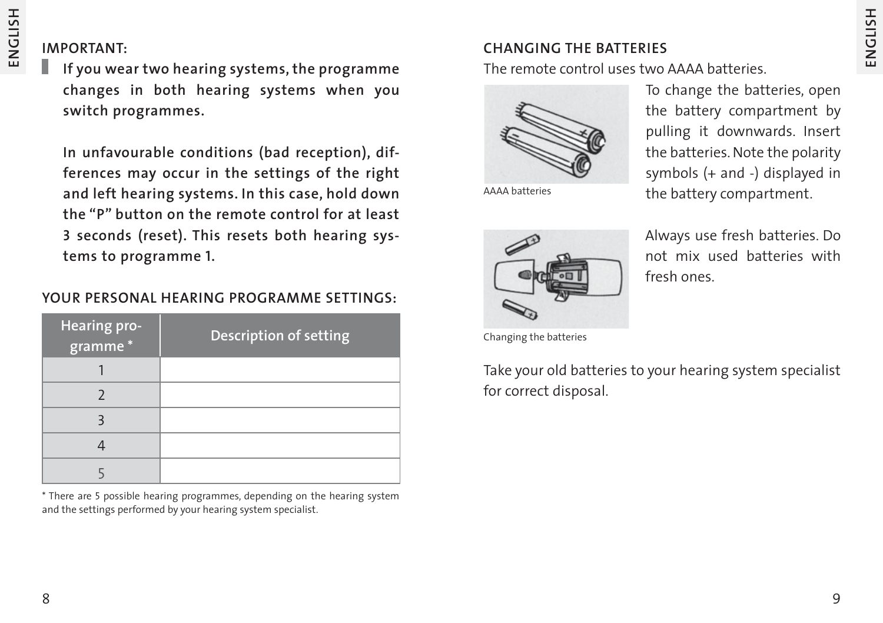**IMPORTANT:**

**If you wear two hearing systems, the programme changes in both hearing systems when you switch programmes.**

**In unfavourable conditions (bad reception), differences may occur in the settings of the right and left hearing systems. In this case, hold down the "P" button on the remote control for at least 3 seconds (reset). This resets both hearing systems to programme 1.**

## YOUR PERSONAL HEARING PROGRAMME SETTINGS:

| Hearing programme * | Description of setting |
|---|---|
| 1 | |
| 2 | |
| 3 | |
| 4 | |
| 5 | |

* There are 5 possible hearing programmes, depending on the hearing system and the settings performed by your hearing system specialist.

## CHANGING THE BATTERIES

The remote control uses two AAAA batteries.

AAAA batteries

To change the batteries, open the battery compartment by pulling it downwards. Insert the batteries. Note the polarity symbols (+ and -) displayed in the battery compartment.

Changing the batteries

Always use fresh batteries. Do not mix used batteries with fresh ones.

Take your old batteries to your hearing system specialist for correct disposal.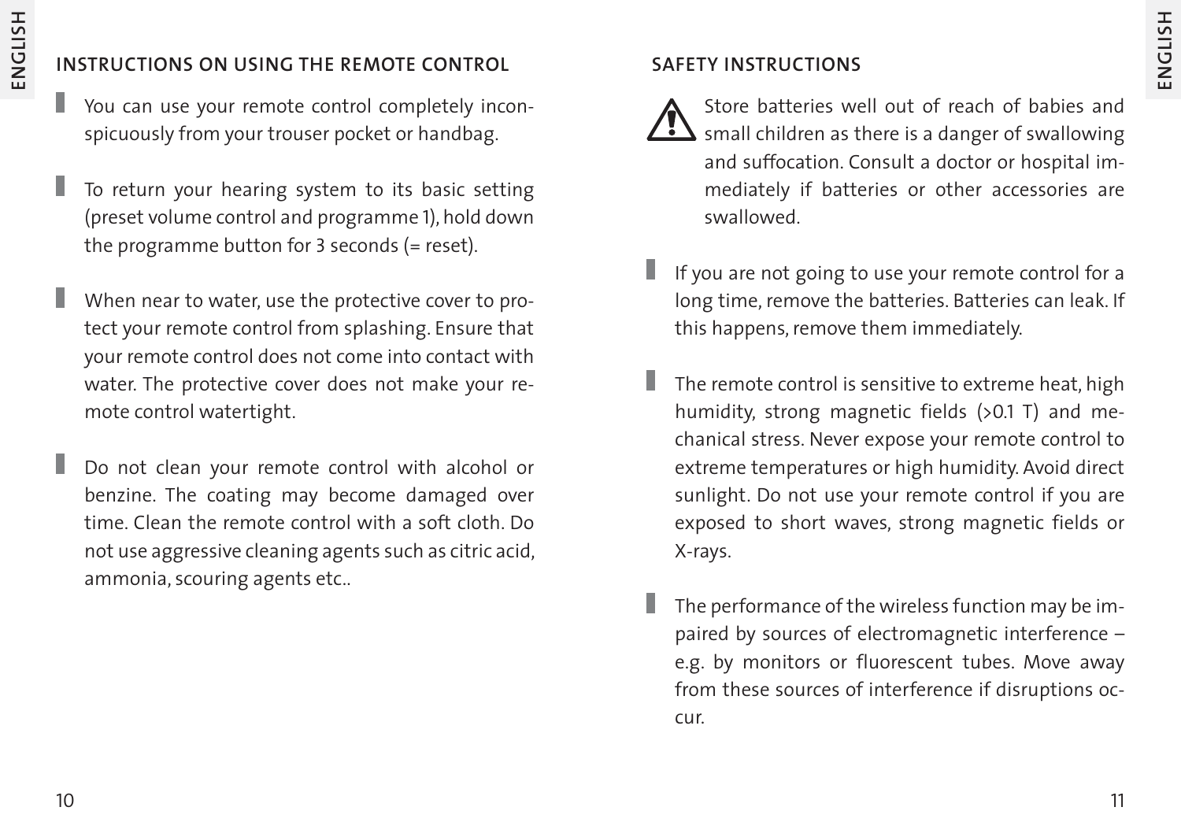## INSTRUCTIONS ON USING THE REMOTE CONTROL

- You can use your remote control completely inconspicuously from your trouser pocket or handbag.

- To return your hearing system to its basic setting (preset volume control and programme 1), hold down the programme button for 3 seconds (= reset).

- When near to water, use the protective cover to protect your remote control from splashing. Ensure that your remote control does not come into contact with water. The protective cover does not make your remote control watertight.

- Do not clean your remote control with alcohol or benzine. The coating may become damaged over time. Clean the remote control with a soft cloth. Do not use aggressive cleaning agents such as citric acid, ammonia, scouring agents etc..

## SAFETY INSTRUCTIONS

⚠ Store batteries well out of reach of babies and small children as there is a danger of swallowing and suffocation. Consult a doctor or hospital immediately if batteries or other accessories are swallowed.

- If you are not going to use your remote control for a long time, remove the batteries. Batteries can leak. If this happens, remove them immediately.

- The remote control is sensitive to extreme heat, high humidity, strong magnetic fields (>0.1 T) and mechanical stress. Never expose your remote control to extreme temperatures or high humidity. Avoid direct sunlight. Do not use your remote control if you are exposed to short waves, strong magnetic fields or X-rays.

- The performance of the wireless function may be impaired by sources of electromagnetic interference – e.g. by monitors or fluorescent tubes. Move away from these sources of interference if disruptions occur.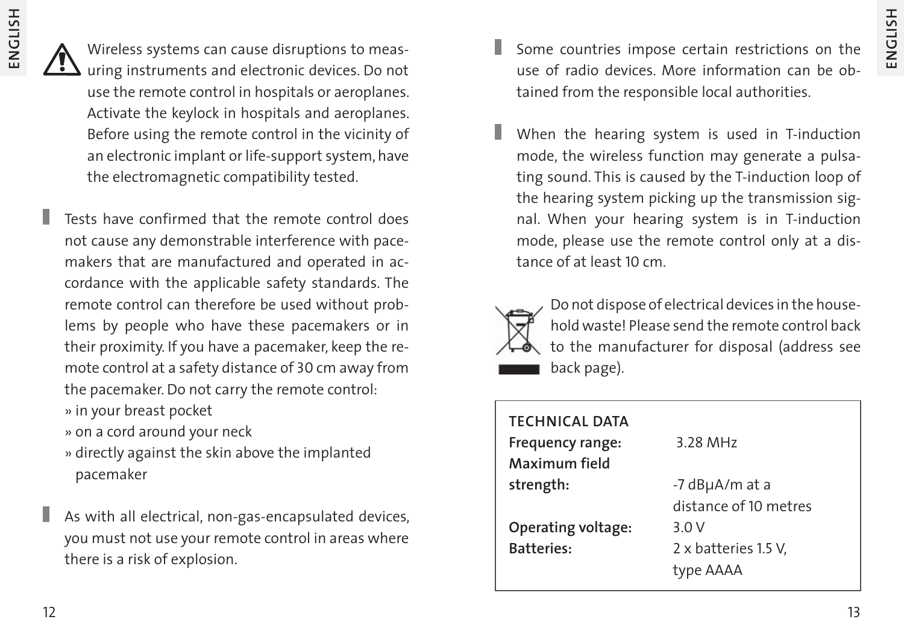Wireless systems can cause disruptions to measuring instruments and electronic devices. Do not use the remote control in hospitals or aeroplanes. Activate the keylock in hospitals and aeroplanes. Before using the remote control in the vicinity of an electronic implant or life-support system, have the electromagnetic compatibility tested.

- Tests have confirmed that the remote control does not cause any demonstrable interference with pacemakers that are manufactured and operated in accordance with the applicable safety standards. The remote control can therefore be used without problems by people who have these pacemakers or in their proximity. If you have a pacemaker, keep the remote control at a safety distance of 30 cm away from the pacemaker. Do not carry the remote control:
  - » in your breast pocket
  - » on a cord around your neck
  - » directly against the skin above the implanted pacemaker

- As with all electrical, non-gas-encapsulated devices, you must not use your remote control in areas where there is a risk of explosion.

- Some countries impose certain restrictions on the use of radio devices. More information can be obtained from the responsible local authorities.

- When the hearing system is used in T-induction mode, the wireless function may generate a pulsating sound. This is caused by the T-induction loop of the hearing system picking up the transmission signal. When your hearing system is in T-induction mode, please use the remote control only at a distance of at least 10 cm.

Do not dispose of electrical devices in the household waste! Please send the remote control back to the manufacturer for disposal (address see back page).

| TECHNICAL DATA | |
|---|---|
| **Frequency range:** | 3.28 MHz |
| **Maximum field strength:** | -7 dBμA/m at a distance of 10 metres |
| **Operating voltage:** | 3.0 V |
| **Batteries:** | 2 x batteries 1.5 V, type AAAA |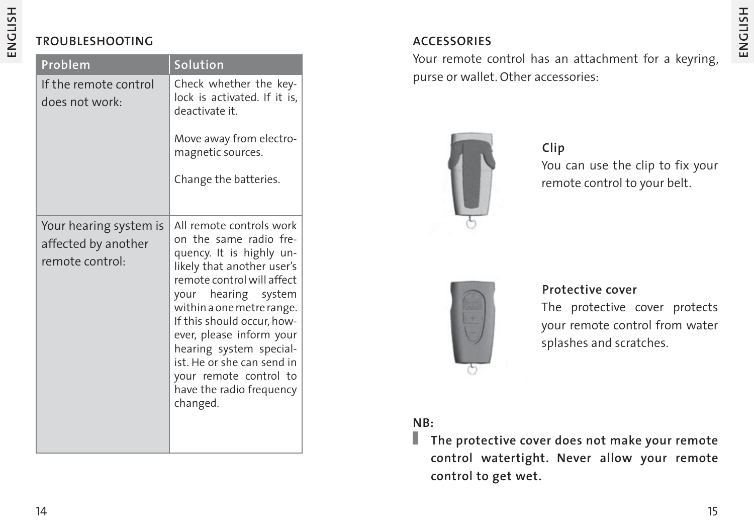## TROUBLESHOOTING

| Problem | Solution |
|---|---|
| If the remote control does not work: | Check whether the key-lock is activated. If it is, deactivate it. Move away from electro-magnetic sources. Change the batteries. |
| Your hearing system is affected by another remote control: | All remote controls work on the same radio frequency. It is highly unlikely that another user's remote control will affect your hearing system within a one metre range. If this should occur, however, please inform your hearing system specialist. He or she can send in your remote control to have the radio frequency changed. |

## ACCESSORIES

Your remote control has an attachment for a keyring, purse or wallet. Other accessories:

**Clip**
You can use the clip to fix your remote control to your belt.

**Protective cover**
The protective cover protects your remote control from water splashes and scratches.

**NB:**

**The protective cover does not make your remote control watertight. Never allow your remote control to get wet.**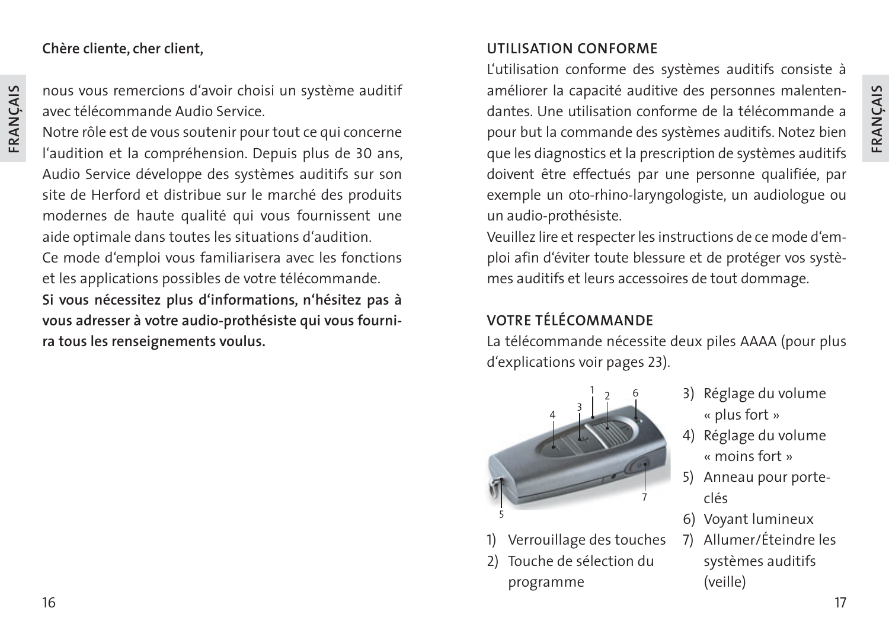**Chère cliente, cher client,**

nous vous remercions d'avoir choisi un système auditif avec télécommande Audio Service.

Notre rôle est de vous soutenir pour tout ce qui concerne l'audition et la compréhension. Depuis plus de 30 ans, Audio Service développe des systèmes auditifs sur son site de Herford et distribue sur le marché des produits modernes de haute qualité qui vous fournissent une aide optimale dans toutes les situations d'audition.

Ce mode d'emploi vous familiarisera avec les fonctions et les applications possibles de votre télécommande.

**Si vous nécessitez plus d'informations, n'hésitez pas à vous adresser à votre audio-prothésiste qui vous fournira tous les renseignements voulus.**

## UTILISATION CONFORME

L'utilisation conforme des systèmes auditifs consiste à améliorer la capacité auditive des personnes malentendantes. Une utilisation conforme de la télécommande a pour but la commande des systèmes auditifs. Notez bien que les diagnostics et la prescription de systèmes auditifs doivent être effectués par une personne qualifiée, par exemple un oto-rhino-laryngologiste, un audiologue ou un audio-prothésiste.

Veuillez lire et respecter les instructions de ce mode d'emploi afin d'éviter toute blessure et de protéger vos systèmes auditifs et leurs accessoires de tout dommage.

## VOTRE TÉLÉCOMMANDE

La télécommande nécessite deux piles AAAA (pour plus d'explications voir pages 23).

1) Verrouillage des touches
2) Touche de sélection du programme
3) Réglage du volume « plus fort »
4) Réglage du volume « moins fort »
5) Anneau pour porte-clés
6) Voyant lumineux
7) Allumer/Éteindre les systèmes auditifs (veille)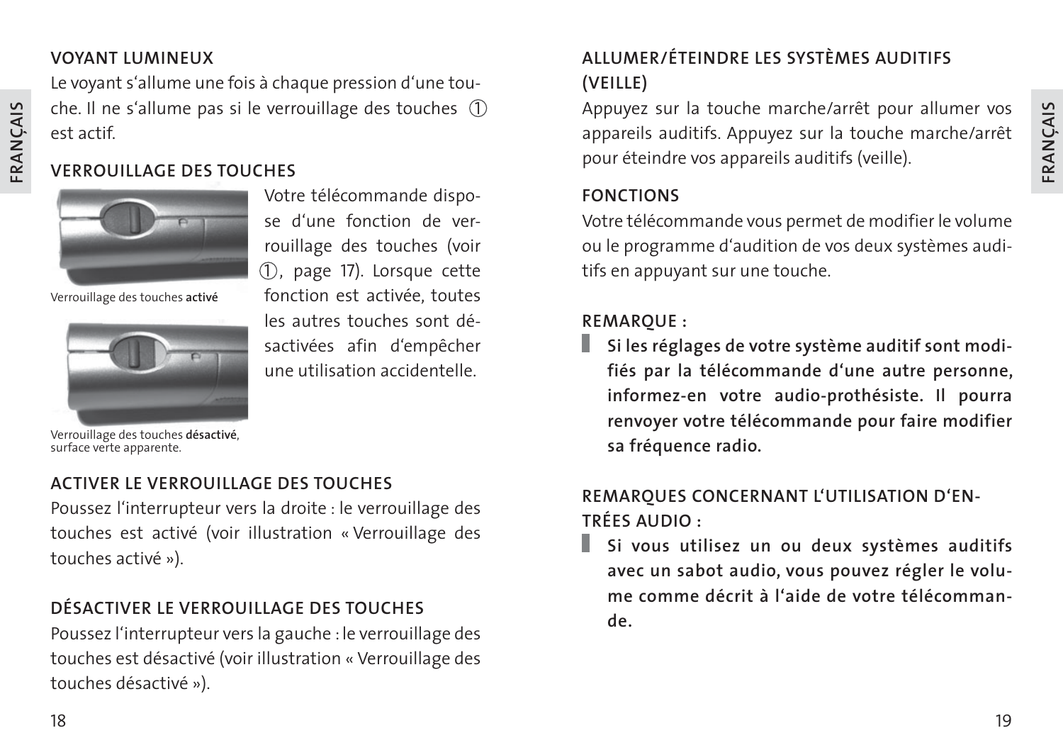## VOYANT LUMINEUX

Le voyant s‘allume une fois à chaque pression d‘une touche. Il ne s‘allume pas si le verrouillage des touches ① est actif.

## VERROUILLAGE DES TOUCHES

Verrouillage des touches **activé**

Verrouillage des touches **désactivé**, surface verte apparente.

Votre télécommande dispose d‘une fonction de verrouillage des touches (voir ①, page 17). Lorsque cette fonction est activée, toutes les autres touches sont désactivées afin d‘empêcher une utilisation accidentelle.

## ACTIVER LE VERROUILLAGE DES TOUCHES

Poussez l‘interrupteur vers la droite : le verrouillage des touches est activé (voir illustration « Verrouillage des touches activé »).

## DÉSACTIVER LE VERROUILLAGE DES TOUCHES

Poussez l‘interrupteur vers la gauche : le verrouillage des touches est désactivé (voir illustration « Verrouillage des touches désactivé »).

## ALLUMER/ÉTEINDRE LES SYSTÈMES AUDITIFS (VEILLE)

Appuyez sur la touche marche/arrêt pour allumer vos appareils auditifs. Appuyez sur la touche marche/arrêt pour éteindre vos appareils auditifs (veille).

## FONCTIONS

Votre télécommande vous permet de modifier le volume ou le programme d‘audition de vos deux systèmes auditifs en appuyant sur une touche.

## REMARQUE :

**Si les réglages de votre système auditif sont modifiés par la télécommande d‘une autre personne, informez-en votre audio-prothésiste. Il pourra renvoyer votre télécommande pour faire modifier sa fréquence radio.**

## REMARQUES CONCERNANT L‘UTILISATION D‘ENTRÉES AUDIO :

**Si vous utilisez un ou deux systèmes auditifs avec un sabot audio, vous pouvez régler le volume comme décrit à l‘aide de votre télécommande.**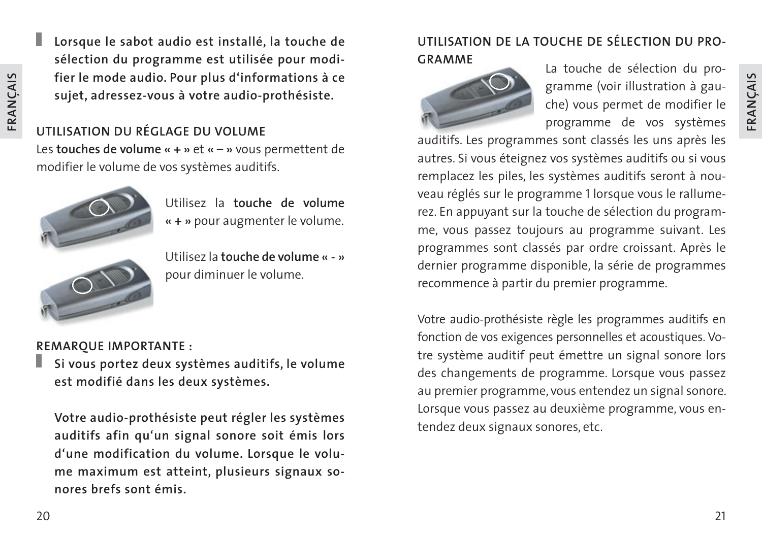**Lorsque le sabot audio est installé, la touche de sélection du programme est utilisée pour modifier le mode audio. Pour plus d'informations à ce sujet, adressez-vous à votre audio-prothésiste.**

## UTILISATION DU RÉGLAGE DU VOLUME

Les **touches de volume « + »** et **« – »** vous permettent de modifier le volume de vos systèmes auditifs.

Utilisez la **touche de volume « + »** pour augmenter le volume.

Utilisez la **touche de volume « - »** pour diminuer le volume.

## REMARQUE IMPORTANTE :

**Si vous portez deux systèmes auditifs, le volume est modifié dans les deux systèmes.**

**Votre audio-prothésiste peut régler les systèmes auditifs afin qu'un signal sonore soit émis lors d'une modification du volume. Lorsque le volume maximum est atteint, plusieurs signaux sonores brefs sont émis.**

## UTILISATION DE LA TOUCHE DE SÉLECTION DU PROGRAMME

La touche de sélection du programme (voir illustration à gauche) vous permet de modifier le programme de vos systèmes auditifs. Les programmes sont classés les uns après les autres. Si vous éteignez vos systèmes auditifs ou si vous remplacez les piles, les systèmes auditifs seront à nouveau réglés sur le programme 1 lorsque vous le rallumerez. En appuyant sur la touche de sélection du programme, vous passez toujours au programme suivant. Les programmes sont classés par ordre croissant. Après le dernier programme disponible, la série de programmes recommence à partir du premier programme.

Votre audio-prothésiste règle les programmes auditifs en fonction de vos exigences personnelles et acoustiques. Votre système auditif peut émettre un signal sonore lors des changements de programme. Lorsque vous passez au premier programme, vous entendez un signal sonore. Lorsque vous passez au deuxième programme, vous entendez deux signaux sonores, etc.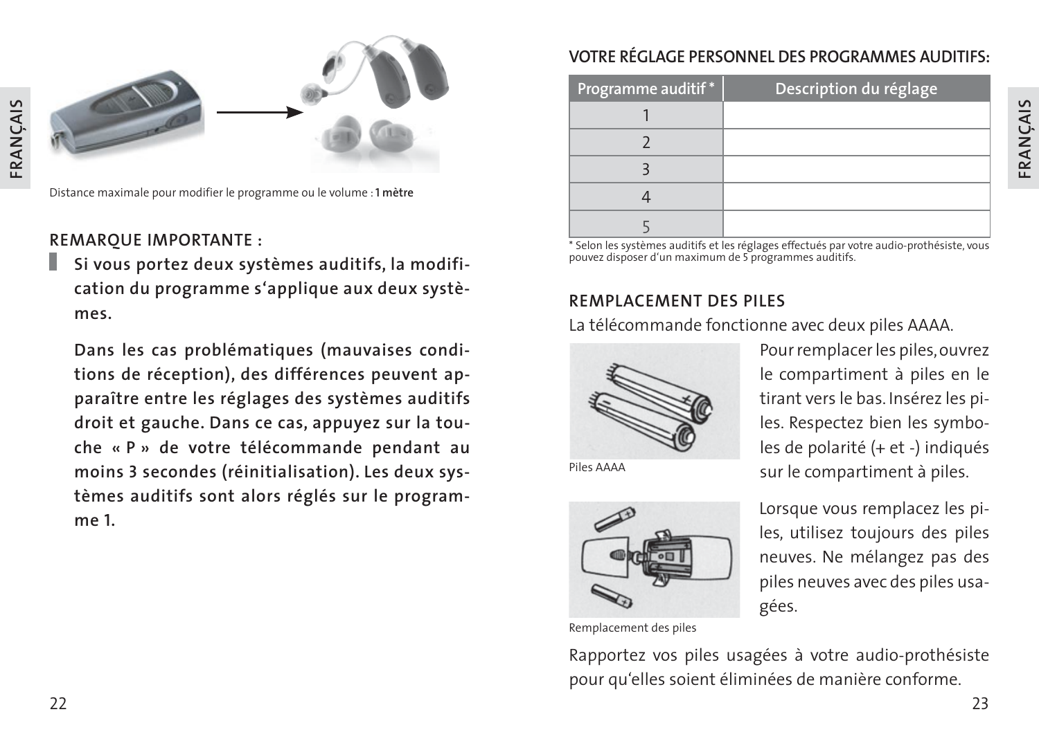Distance maximale pour modifier le programme ou le volume : **1 mètre**

## REMARQUE IMPORTANTE :

**Si vous portez deux systèmes auditifs, la modification du programme s'applique aux deux systèmes.**

**Dans les cas problématiques (mauvaises conditions de réception), des différences peuvent apparaître entre les réglages des systèmes auditifs droit et gauche. Dans ce cas, appuyez sur la touche « P » de votre télécommande pendant au moins 3 secondes (réinitialisation). Les deux systèmes auditifs sont alors réglés sur le programme 1.**

## VOTRE RÉGLAGE PERSONNEL DES PROGRAMMES AUDITIFS:

| Programme auditif * | Description du réglage |
|---|---|
| 1 | |
| 2 | |
| 3 | |
| 4 | |
| 5 | |

* Selon les systèmes auditifs et les réglages effectués par votre audio-prothésiste, vous pouvez disposer d'un maximum de 5 programmes auditifs.

## REMPLACEMENT DES PILES

La télécommande fonctionne avec deux piles AAAA.

Piles AAAA

Pour remplacer les piles, ouvrez le compartiment à piles en le tirant vers le bas. Insérez les piles. Respectez bien les symboles de polarité (+ et -) indiqués sur le compartiment à piles.

Remplacement des piles

Lorsque vous remplacez les piles, utilisez toujours des piles neuves. Ne mélangez pas des piles neuves avec des piles usagées.

Rapportez vos piles usagées à votre audio-prothésiste pour qu'elles soient éliminées de manière conforme.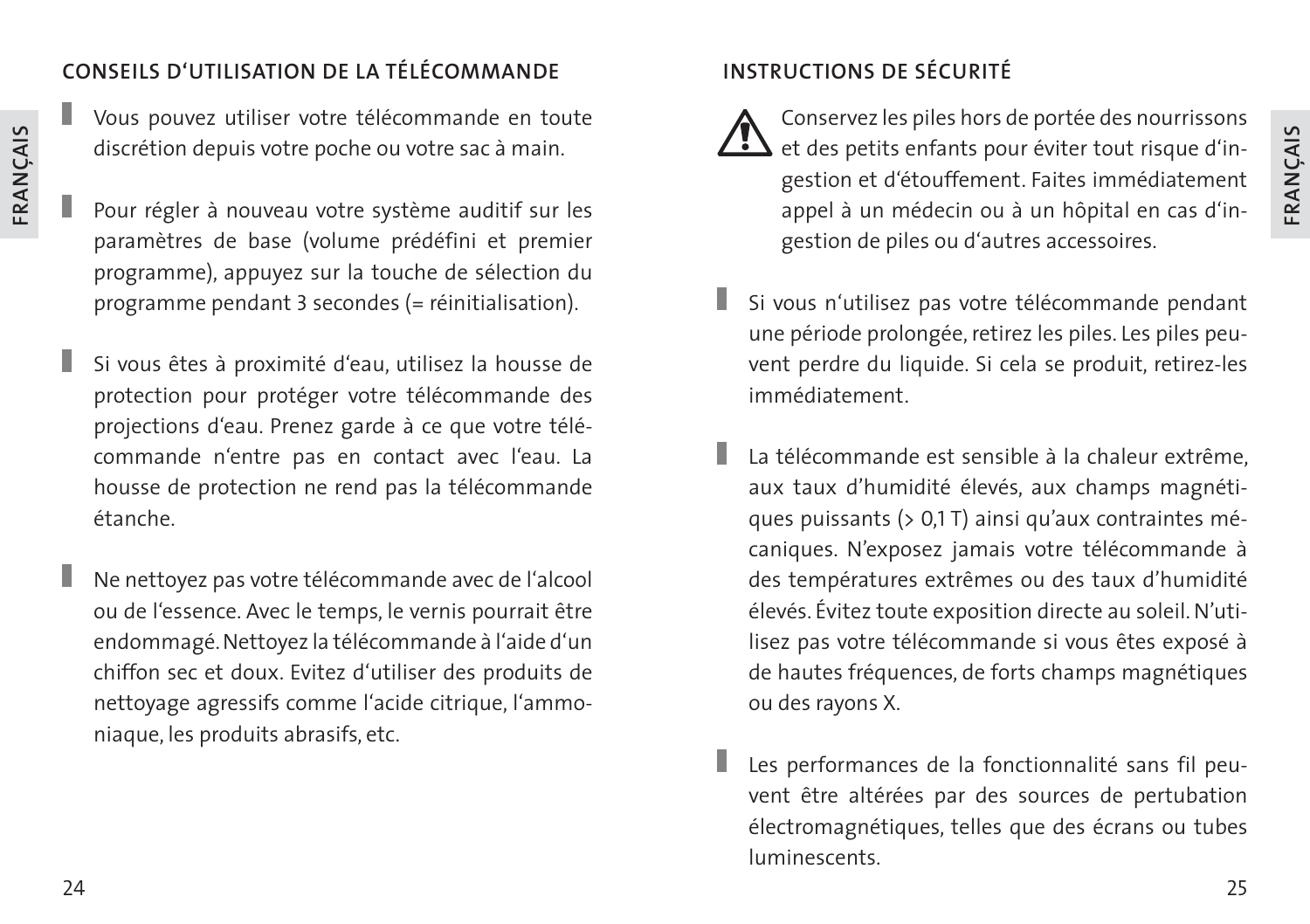## CONSEILS D'UTILISATION DE LA TÉLÉCOMMANDE

- Vous pouvez utiliser votre télécommande en toute discrétion depuis votre poche ou votre sac à main.

- Pour régler à nouveau votre système auditif sur les paramètres de base (volume prédéfini et premier programme), appuyez sur la touche de sélection du programme pendant 3 secondes (= réinitialisation).

- Si vous êtes à proximité d'eau, utilisez la housse de protection pour protéger votre télécommande des projections d'eau. Prenez garde à ce que votre télécommande n'entre pas en contact avec l'eau. La housse de protection ne rend pas la télécommande étanche.

- Ne nettoyez pas votre télécommande avec de l'alcool ou de l'essence. Avec le temps, le vernis pourrait être endommagé. Nettoyez la télécommande à l'aide d'un chiffon sec et doux. Evitez d'utiliser des produits de nettoyage agressifs comme l'acide citrique, l'ammoniaque, les produits abrasifs, etc.

## INSTRUCTIONS DE SÉCURITÉ

⚠ Conservez les piles hors de portée des nourrissons et des petits enfants pour éviter tout risque d'ingestion et d'étouffement. Faites immédiatement appel à un médecin ou à un hôpital en cas d'ingestion de piles ou d'autres accessoires.

- Si vous n'utilisez pas votre télécommande pendant une période prolongée, retirez les piles. Les piles peuvent perdre du liquide. Si cela se produit, retirez-les immédiatement.

- La télécommande est sensible à la chaleur extrême, aux taux d'humidité élevés, aux champs magnétiques puissants (> 0,1 T) ainsi qu'aux contraintes mécaniques. N'exposez jamais votre télécommande à des températures extrêmes ou des taux d'humidité élevés. Évitez toute exposition directe au soleil. N'utilisez pas votre télécommande si vous êtes exposé à de hautes fréquences, de forts champs magnétiques ou des rayons X.

- Les performances de la fonctionnalité sans fil peuvent être altérées par des sources de pertubation électromagnétiques, telles que des écrans ou tubes luminescents.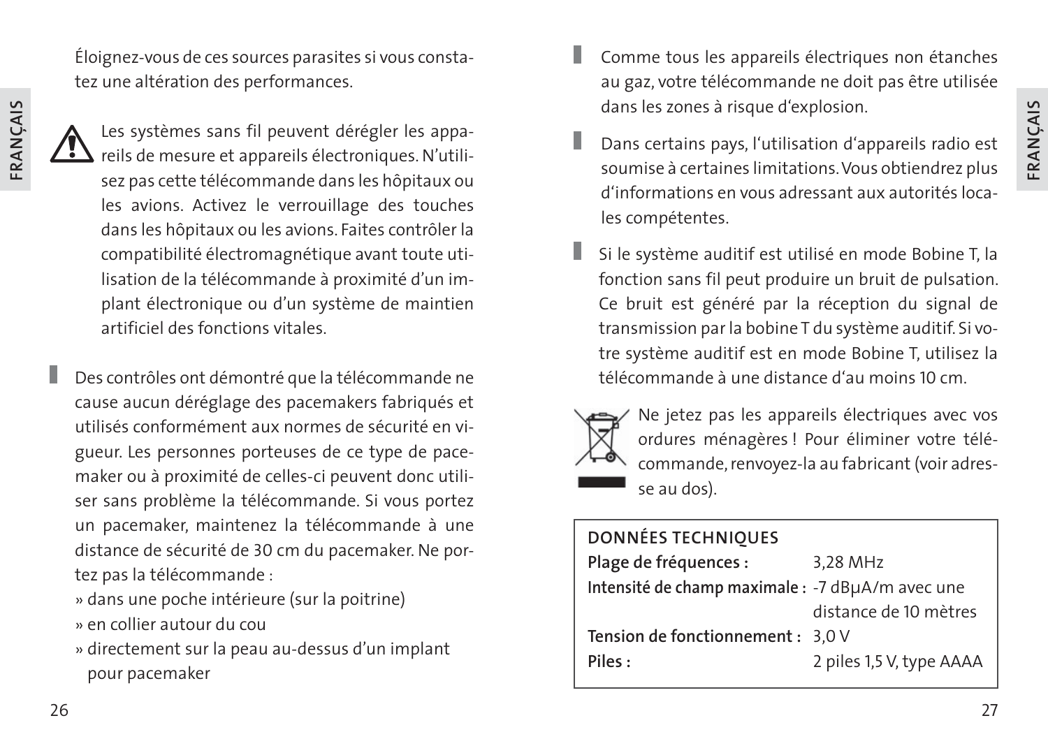Éloignez-vous de ces sources parasites si vous constatez une altération des performances.

⚠ Les systèmes sans fil peuvent dérégler les appareils de mesure et appareils électroniques. N'utilisez pas cette télécommande dans les hôpitaux ou les avions. Activez le verrouillage des touches dans les hôpitaux ou les avions. Faites contrôler la compatibilité électromagnétique avant toute utilisation de la télécommande à proximité d'un implant électronique ou d'un système de maintien artificiel des fonctions vitales.

- Des contrôles ont démontré que la télécommande ne cause aucun déréglage des pacemakers fabriqués et utilisés conformément aux normes de sécurité en vigueur. Les personnes porteuses de ce type de pacemaker ou à proximité de celles-ci peuvent donc utiliser sans problème la télécommande. Si vous portez un pacemaker, maintenez la télécommande à une distance de sécurité de 30 cm du pacemaker. Ne portez pas la télécommande :
  - » dans une poche intérieure (sur la poitrine)
  - » en collier autour du cou
  - » directement sur la peau au-dessus d'un implant pour pacemaker

- Comme tous les appareils électriques non étanches au gaz, votre télécommande ne doit pas être utilisée dans les zones à risque d'explosion.

- Dans certains pays, l'utilisation d'appareils radio est soumise à certaines limitations. Vous obtiendrez plus d'informations en vous adressant aux autorités locales compétentes.

- Si le système auditif est utilisé en mode Bobine T, la fonction sans fil peut produire un bruit de pulsation. Ce bruit est généré par la réception du signal de transmission par la bobine T du système auditif. Si votre système auditif est en mode Bobine T, utilisez la télécommande à une distance d'au moins 10 cm.

Ne jetez pas les appareils électriques avec vos ordures ménagères ! Pour éliminer votre télécommande, renvoyez-la au fabricant (voir adresse au dos).

| **DONNÉES TECHNIQUES** | |
|---|---|
| **Plage de fréquences :** | 3,28 MHz |
| **Intensité de champ maximale :** | -7 dBμA/m avec une distance de 10 mètres |
| **Tension de fonctionnement :** | 3,0 V |
| **Piles :** | 2 piles 1,5 V, type AAAA |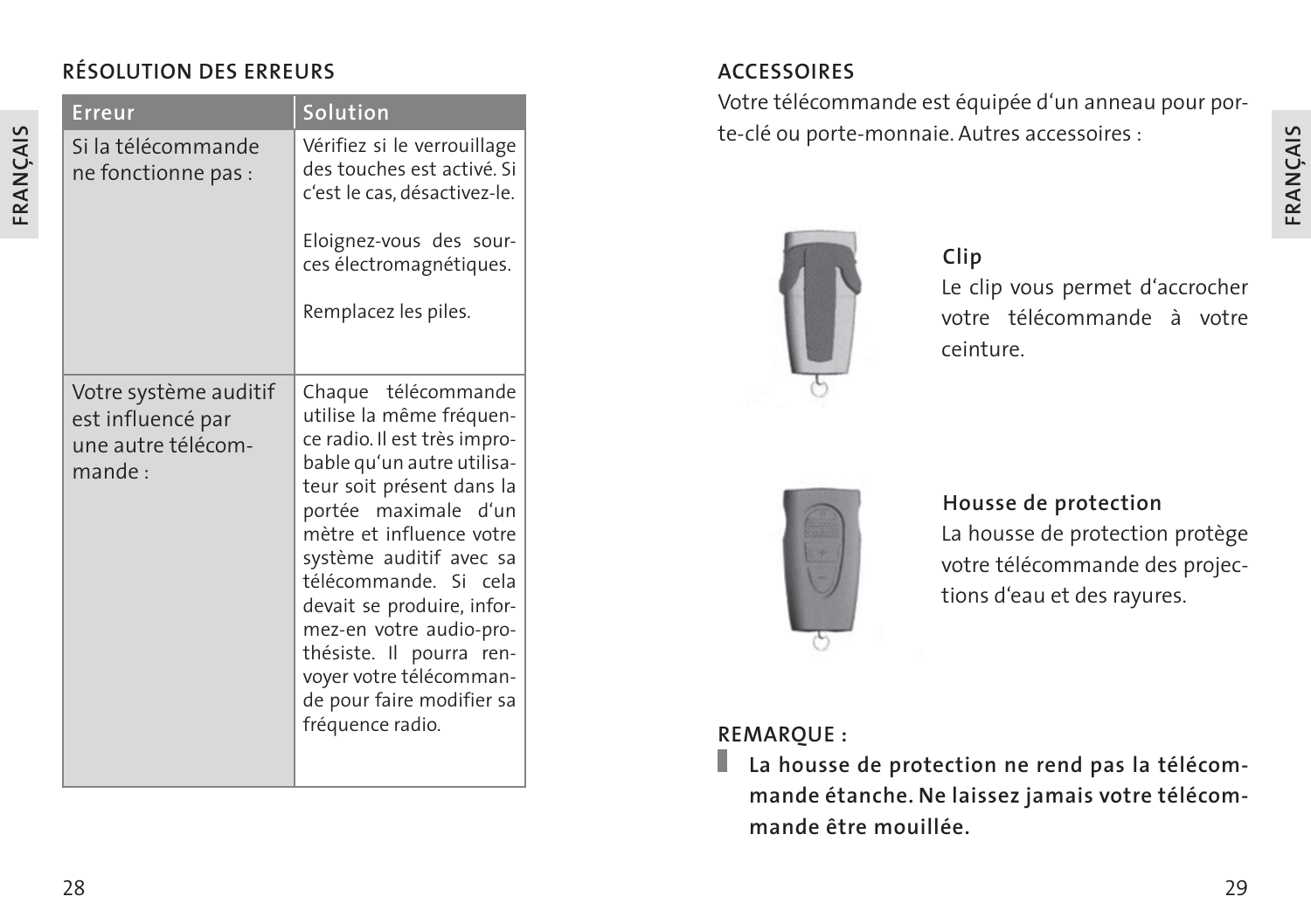## RÉSOLUTION DES ERREURS

| Erreur | Solution |
|---|---|
| Si la télécommande ne fonctionne pas : | Vérifiez si le verrouillage des touches est activé. Si c'est le cas, désactivez-le.<br><br>Eloignez-vous des sources électromagnétiques.<br><br>Remplacez les piles. |
| Votre système auditif est influencé par une autre télécommande : | Chaque télécommande utilise la même fréquence radio. Il est très improbable qu'un autre utilisateur soit présent dans la portée maximale d'un mètre et influence votre système auditif avec sa télécommande. Si cela devait se produire, informez-en votre audio-prothésiste. Il pourra renvoyer votre télécommande pour faire modifier sa fréquence radio. |

## ACCESSOIRES

Votre télécommande est équipée d'un anneau pour porte-clé ou porte-monnaie. Autres accessoires :

**Clip**

Le clip vous permet d'accrocher votre télécommande à votre ceinture.

**Housse de protection**

La housse de protection protège votre télécommande des projections d'eau et des rayures.

**REMARQUE :**

**La housse de protection ne rend pas la télécommande étanche. Ne laissez jamais votre télécommande être mouillée.**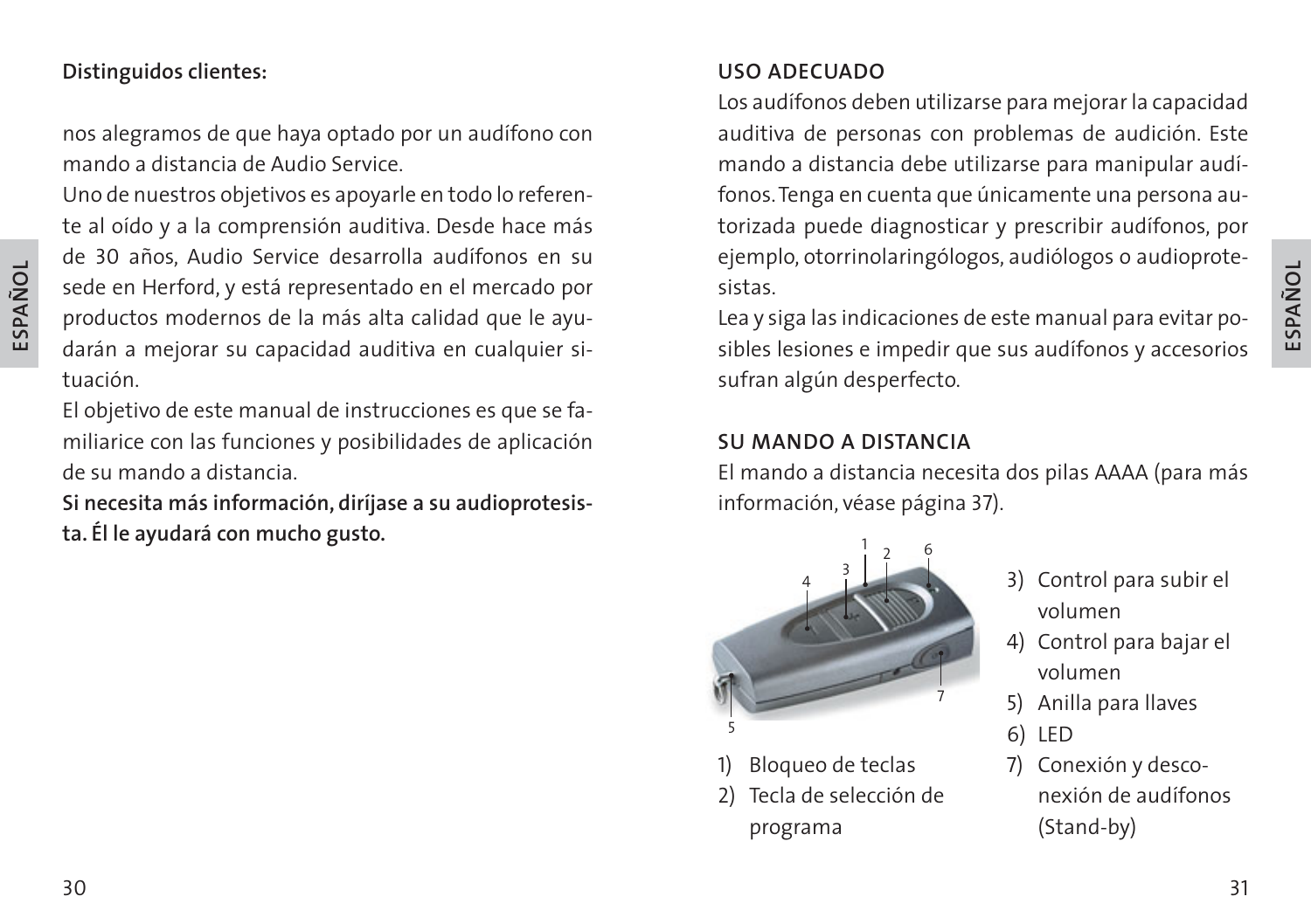**Distinguidos clientes:**

nos alegramos de que haya optado por un audífono con mando a distancia de Audio Service.

Uno de nuestros objetivos es apoyarle en todo lo referente al oído y a la comprensión auditiva. Desde hace más de 30 años, Audio Service desarrolla audífonos en su sede en Herford, y está representado en el mercado por productos modernos de la más alta calidad que le ayudarán a mejorar su capacidad auditiva en cualquier situación.

El objetivo de este manual de instrucciones es que se familiarice con las funciones y posibilidades de aplicación de su mando a distancia.

**Si necesita más información, diríjase a su audioprotesista. Él le ayudará con mucho gusto.**

## USO ADECUADO

Los audífonos deben utilizarse para mejorar la capacidad auditiva de personas con problemas de audición. Este mando a distancia debe utilizarse para manipular audífonos. Tenga en cuenta que únicamente una persona autorizada puede diagnosticar y prescribir audífonos, por ejemplo, otorrinolaringólogos, audiólogos o audioprotesistas.

Lea y siga las indicaciones de este manual para evitar posibles lesiones e impedir que sus audífonos y accesorios sufran algún desperfecto.

## SU MANDO A DISTANCIA

El mando a distancia necesita dos pilas AAAA (para más información, véase página 37).

1) Bloqueo de teclas
2) Tecla de selección de programa
3) Control para subir el volumen
4) Control para bajar el volumen
5) Anilla para llaves
6) LED
7) Conexión y desconexión de audífonos (Stand-by)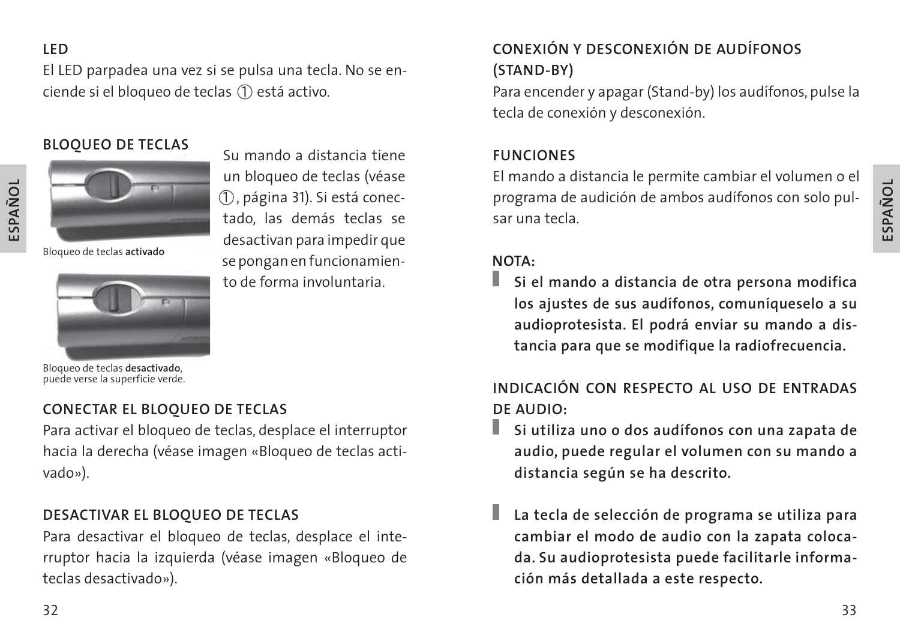### LED

El LED parpadea una vez si se pulsa una tecla. No se enciende si el bloqueo de teclas ① está activo.

### BLOQUEO DE TECLAS

Bloqueo de teclas **activado**

Bloqueo de teclas **desactivado**, puede verse la superficie verde.

Su mando a distancia tiene un bloqueo de teclas (véase ①, página 31). Si está conectado, las demás teclas se desactivan para impedir que se pongan en funcionamiento de forma involuntaria.

### CONECTAR EL BLOQUEO DE TECLAS

Para activar el bloqueo de teclas, desplace el interruptor hacia la derecha (véase imagen «Bloqueo de teclas activado»).

### DESACTIVAR EL BLOQUEO DE TECLAS

Para desactivar el bloqueo de teclas, desplace el interruptor hacia la izquierda (véase imagen «Bloqueo de teclas desactivado»).

### CONEXIÓN Y DESCONEXIÓN DE AUDÍFONOS (STAND-BY)

Para encender y apagar (Stand-by) los audífonos, pulse la tecla de conexión y desconexión.

### FUNCIONES

El mando a distancia le permite cambiar el volumen o el programa de audición de ambos audífonos con solo pulsar una tecla.

**NOTA:**

- **Si el mando a distancia de otra persona modifica los ajustes de sus audífonos, comuníqueselo a su audioprotesista. El podrá enviar su mando a distancia para que se modifique la radiofrecuencia.**

### INDICACIÓN CON RESPECTO AL USO DE ENTRADAS DE AUDIO:

- **Si utiliza uno o dos audífonos con una zapata de audio, puede regular el volumen con su mando a distancia según se ha descrito.**

- **La tecla de selección de programa se utiliza para cambiar el modo de audio con la zapata colocada. Su audioprotesista puede facilitarle información más detallada a este respecto.**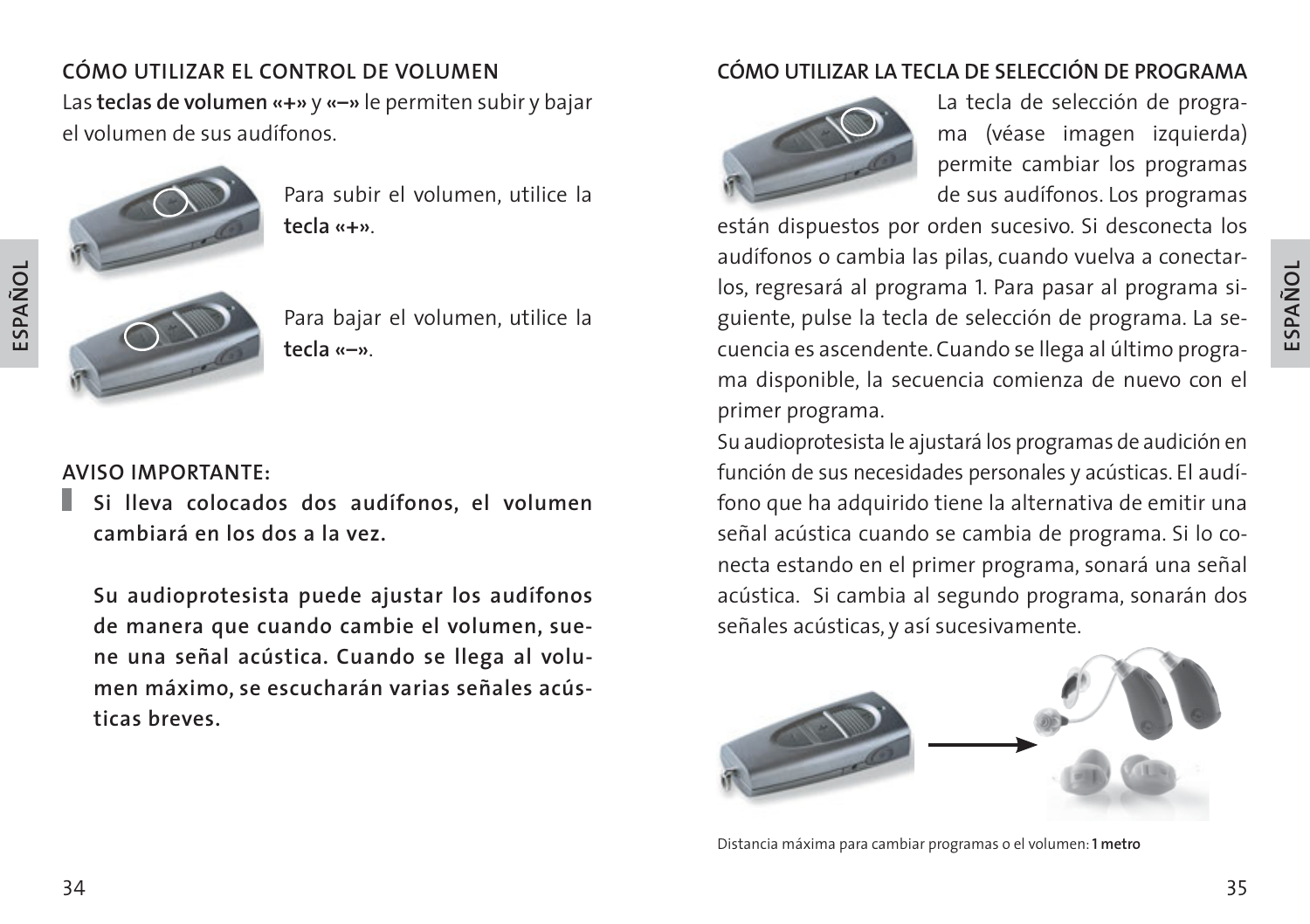## CÓMO UTILIZAR EL CONTROL DE VOLUMEN

Las **teclas de volumen «+»** y **«–»** le permiten subir y bajar el volumen de sus audífonos.

Para subir el volumen, utilice la **tecla «+»**.

Para bajar el volumen, utilice la **tecla «–»**.

**AVISO IMPORTANTE:**

**Si lleva colocados dos audífonos, el volumen cambiará en los dos a la vez.**

**Su audioprotesista puede ajustar los audífonos de manera que cuando cambie el volumen, suene una señal acústica. Cuando se llega al volumen máximo, se escucharán varias señales acústicas breves.**

## CÓMO UTILIZAR LA TECLA DE SELECCIÓN DE PROGRAMA

La tecla de selección de programa (véase imagen izquierda) permite cambiar los programas de sus audífonos. Los programas están dispuestos por orden sucesivo. Si desconecta los audífonos o cambia las pilas, cuando vuelva a conectarlos, regresará al programa 1. Para pasar al programa siguiente, pulse la tecla de selección de programa. La secuencia es ascendente. Cuando se llega al último programa disponible, la secuencia comienza de nuevo con el primer programa.

Su audioprotesista le ajustará los programas de audición en función de sus necesidades personales y acústicas. El audífono que ha adquirido tiene la alternativa de emitir una señal acústica cuando se cambia de programa. Si lo conecta estando en el primer programa, sonará una señal acústica. Si cambia al segundo programa, sonarán dos señales acústicas, y así sucesivamente.

Distancia máxima para cambiar programas o el volumen: **1 metro**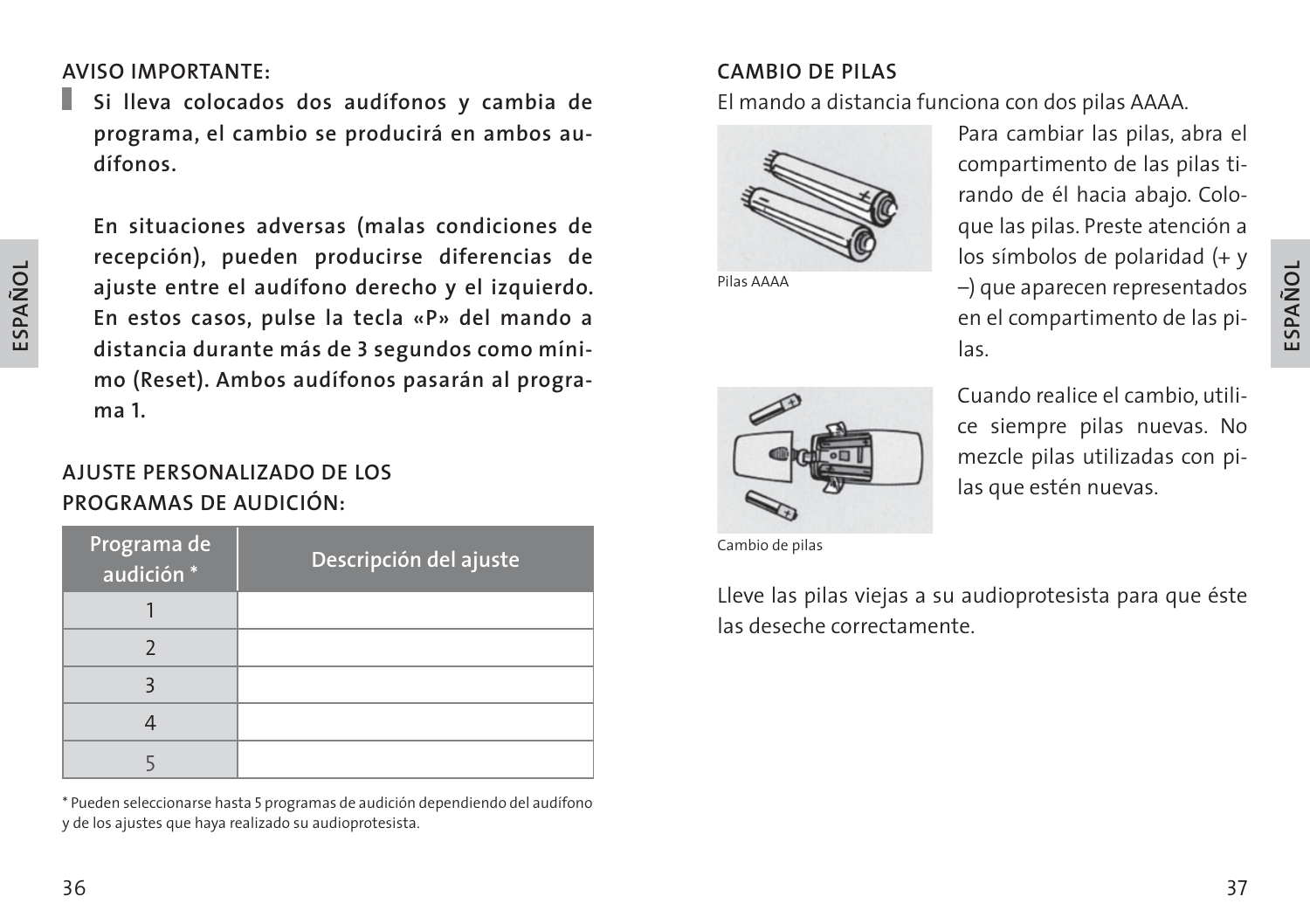## AVISO IMPORTANTE:

**Si lleva colocados dos audífonos y cambia de programa, el cambio se producirá en ambos audífonos.**

**En situaciones adversas (malas condiciones de recepción), pueden producirse diferencias de ajuste entre el audífono derecho y el izquierdo. En estos casos, pulse la tecla «P» del mando a distancia durante más de 3 segundos como mínimo (Reset). Ambos audífonos pasarán al programa 1.**

## AJUSTE PERSONALIZADO DE LOS PROGRAMAS DE AUDICIÓN:

| Programa de audición * | Descripción del ajuste |
|---|---|
| 1 | |
| 2 | |
| 3 | |
| 4 | |
| 5 | |

\* Pueden seleccionarse hasta 5 programas de audición dependiendo del audífono y de los ajustes que haya realizado su audioprotesista.

## CAMBIO DE PILAS

El mando a distancia funciona con dos pilas AAAA.

Pilas AAAA

Para cambiar las pilas, abra el compartimento de las pilas tirando de él hacia abajo. Coloque las pilas. Preste atención a los símbolos de polaridad (+ y –) que aparecen representados en el compartimento de las pilas.

Cambio de pilas

Cuando realice el cambio, utilice siempre pilas nuevas. No mezcle pilas utilizadas con pilas que estén nuevas.

Lleve las pilas viejas a su audioprotesista para que éste las deseche correctamente.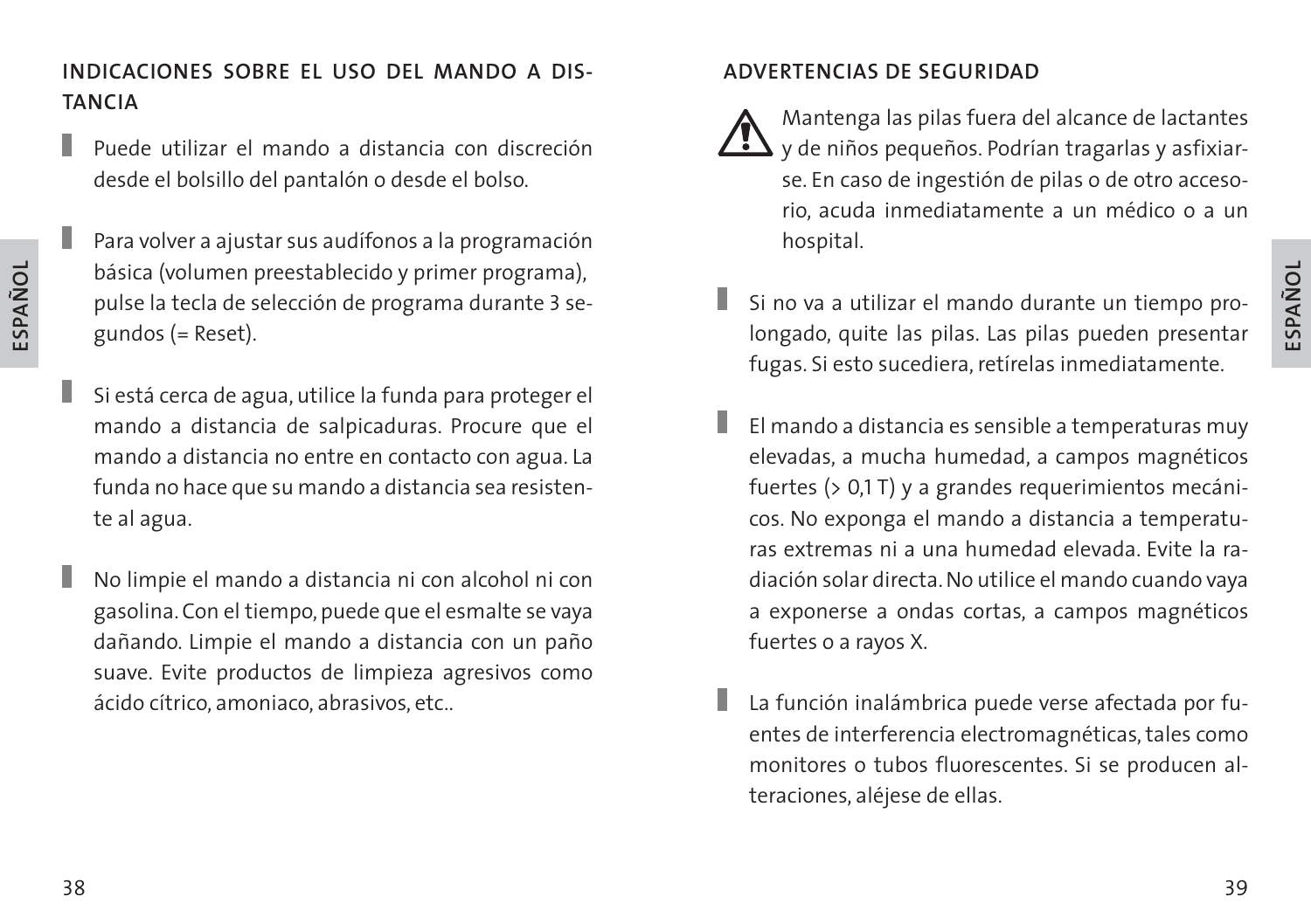## INDICACIONES SOBRE EL USO DEL MANDO A DISTANCIA

- Puede utilizar el mando a distancia con discreción desde el bolsillo del pantalón o desde el bolso.
- Para volver a ajustar sus audífonos a la programación básica (volumen preestablecido y primer programa), pulse la tecla de selección de programa durante 3 segundos (= Reset).
- Si está cerca de agua, utilice la funda para proteger el mando a distancia de salpicaduras. Procure que el mando a distancia no entre en contacto con agua. La funda no hace que su mando a distancia sea resistente al agua.
- No limpie el mando a distancia ni con alcohol ni con gasolina. Con el tiempo, puede que el esmalte se vaya dañando. Limpie el mando a distancia con un paño suave. Evite productos de limpieza agresivos como ácido cítrico, amoniaco, abrasivos, etc..

## ADVERTENCIAS DE SEGURIDAD

⚠ Mantenga las pilas fuera del alcance de lactantes y de niños pequeños. Podrían tragarlas y asfixiarse. En caso de ingestión de pilas o de otro accesorio, acuda inmediatamente a un médico o a un hospital.

- Si no va a utilizar el mando durante un tiempo prolongado, quite las pilas. Las pilas pueden presentar fugas. Si esto sucediera, retírelas inmediatamente.
- El mando a distancia es sensible a temperaturas muy elevadas, a mucha humedad, a campos magnéticos fuertes (> 0,1 T) y a grandes requerimientos mecánicos. No exponga el mando a distancia a temperaturas extremas ni a una humedad elevada. Evite la radiación solar directa. No utilice el mando cuando vaya a exponerse a ondas cortas, a campos magnéticos fuertes o a rayos X.
- La función inalámbrica puede verse afectada por fuentes de interferencia electromagnéticas, tales como monitores o tubos fluorescentes. Si se producen alteraciones, aléjese de ellas.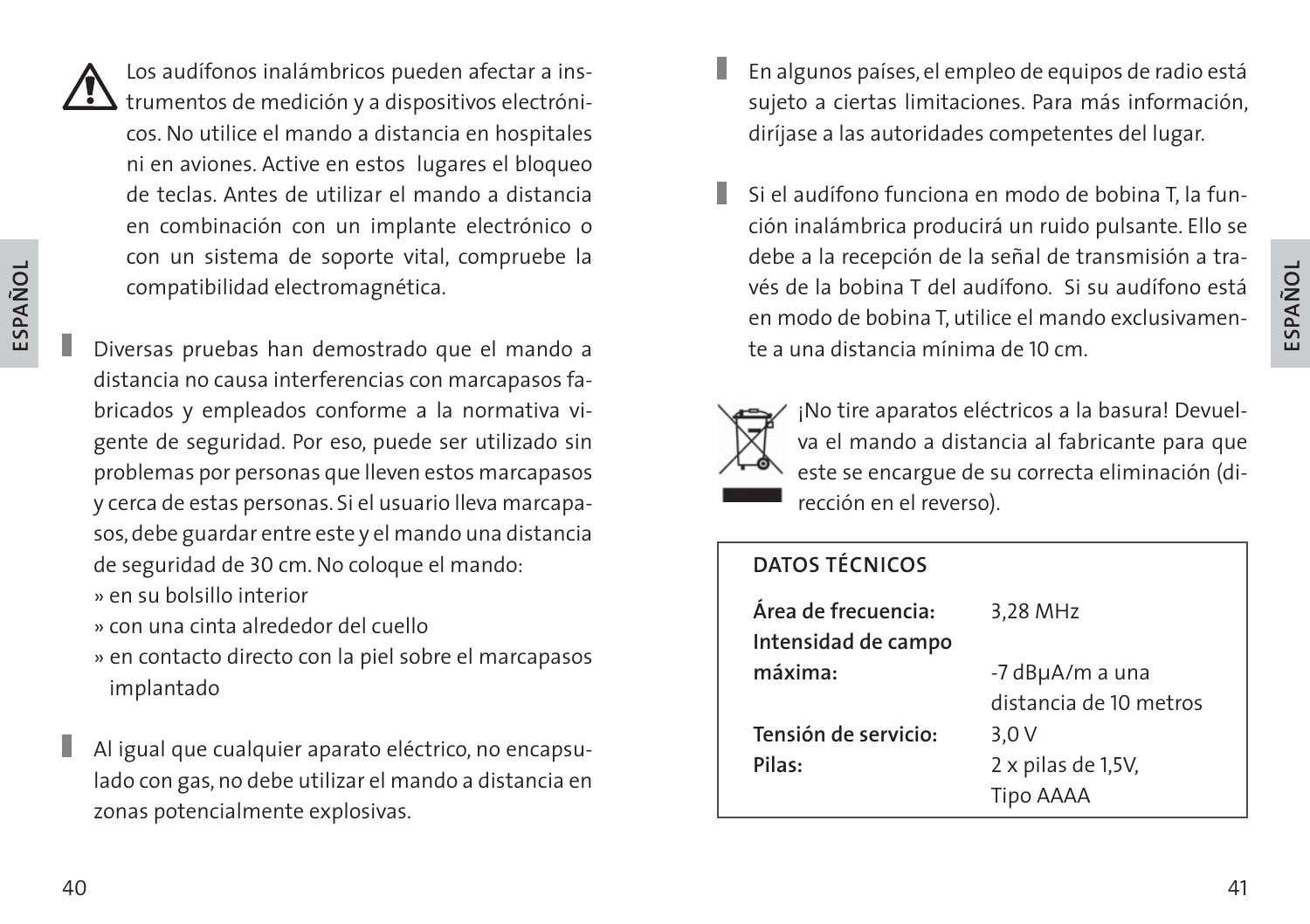Los audífonos inalámbricos pueden afectar a instrumentos de medición y a dispositivos electrónicos. No utilice el mando a distancia en hospitales ni en aviones. Active en estos lugares el bloqueo de teclas. Antes de utilizar el mando a distancia en combinación con un implante electrónico o con un sistema de soporte vital, compruebe la compatibilidad electromagnética.

Diversas pruebas han demostrado que el mando a distancia no causa interferencias con marcapasos fabricados y empleados conforme a la normativa vigente de seguridad. Por eso, puede ser utilizado sin problemas por personas que lleven estos marcapasos y cerca de estas personas. Si el usuario lleva marcapasos, debe guardar entre este y el mando una distancia de seguridad de 30 cm. No coloque el mando:

» en su bolsillo interior
» con una cinta alrededor del cuello
» en contacto directo con la piel sobre el marcapasos implantado

Al igual que cualquier aparato eléctrico, no encapsulado con gas, no debe utilizar el mando a distancia en zonas potencialmente explosivas.

En algunos países, el empleo de equipos de radio está sujeto a ciertas limitaciones. Para más información, diríjase a las autoridades competentes del lugar.

Si el audífono funciona en modo de bobina T, la función inalámbrica producirá un ruido pulsante. Ello se debe a la recepción de la señal de transmisión a través de la bobina T del audífono. Si su audífono está en modo de bobina T, utilice el mando exclusivamente a una distancia mínima de 10 cm.

¡No tire aparatos eléctricos a la basura! Devuelva el mando a distancia al fabricante para que este se encargue de su correcta eliminación (dirección en el reverso).

## DATOS TÉCNICOS

| | |
|---|---|
| **Área de frecuencia:** | 3,28 MHz |
| **Intensidad de campo máxima:** | -7 dBµA/m a una distancia de 10 metros |
| **Tensión de servicio:** | 3,0 V |
| **Pilas:** | 2 x pilas de 1,5V, Tipo AAAA |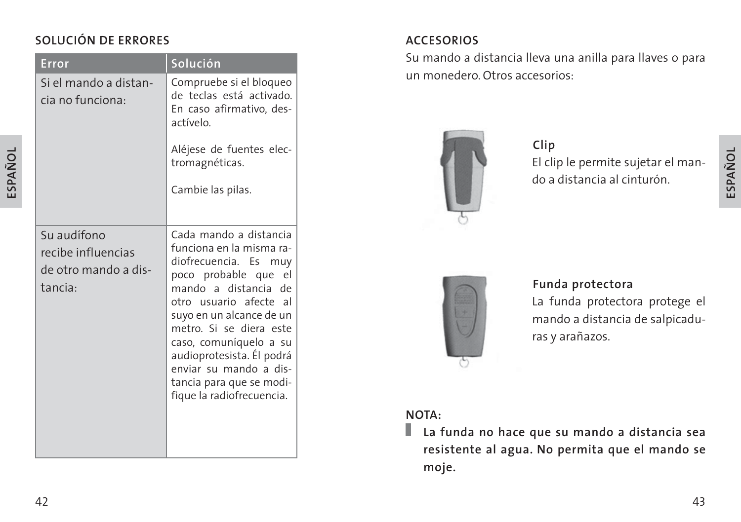## SOLUCIÓN DE ERRORES

| Error | Solución |
| --- | --- |
| Si el mando a distancia no funciona: | Compruebe si el bloqueo de teclas está activado. En caso afirmativo, desactívelo.<br><br>Aléjese de fuentes electromagnéticas.<br><br>Cambie las pilas. |
| Su audífono recibe influencias de otro mando a distancia: | Cada mando a distancia funciona en la misma radiofrecuencia. Es muy poco probable que el mando a distancia de otro usuario afecte al suyo en un alcance de un metro. Si se diera este caso, comuníquelo a su audioprotesista. Él podrá enviar su mando a distancia para que se modifique la radiofrecuencia. |

## ACCESORIOS

Su mando a distancia lleva una anilla para llaves o para un monedero. Otros accesorios:

### Clip

El clip le permite sujetar el mando a distancia al cinturón.

### Funda protectora

La funda protectora protege el mando a distancia de salpicaduras y arañazos.

**NOTA:**

**La funda no hace que su mando a distancia sea resistente al agua. No permita que el mando se moje.**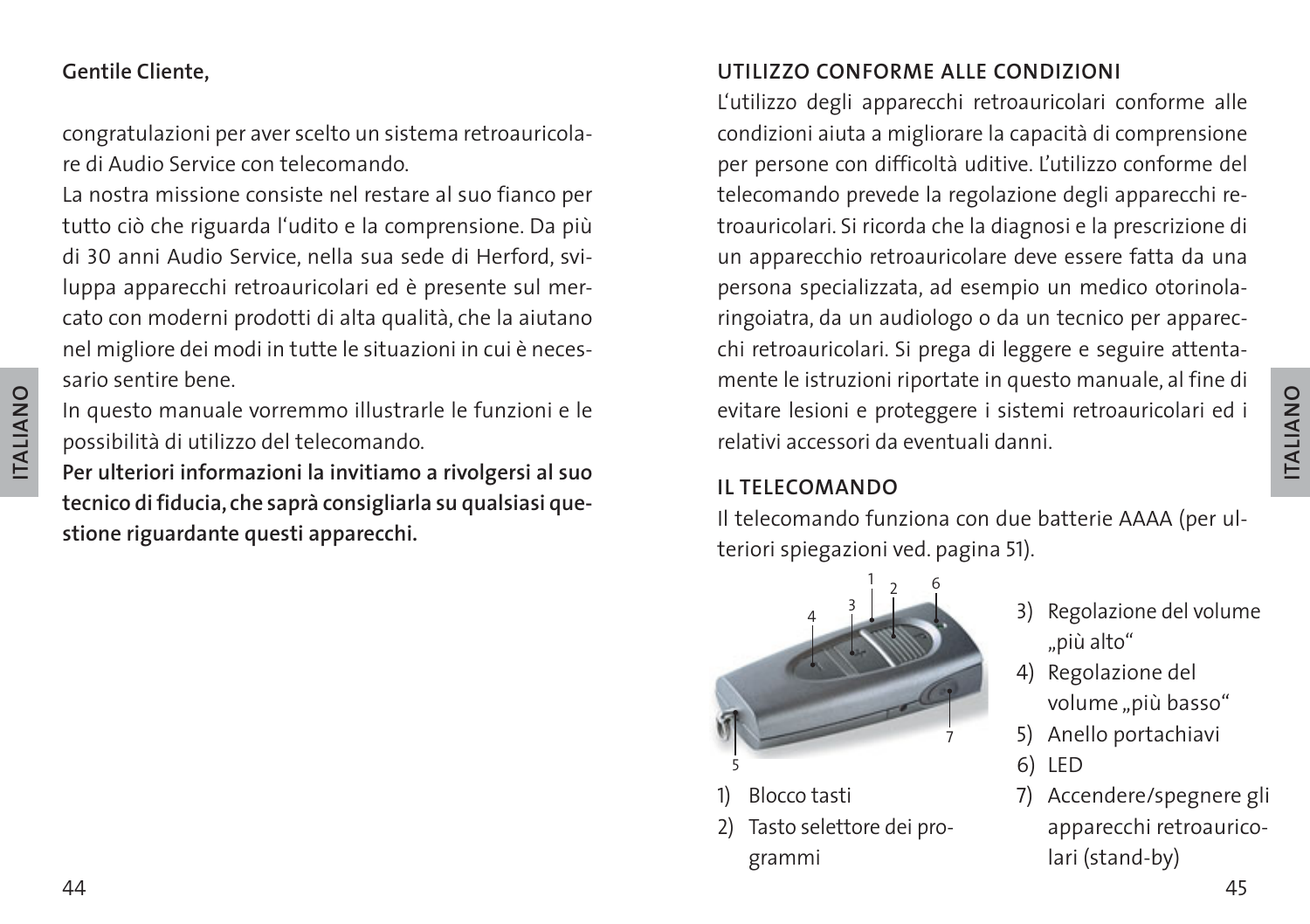**Gentile Cliente,**

congratulazioni per aver scelto un sistema retroauricolare di Audio Service con telecomando.

La nostra missione consiste nel restare al suo fianco per tutto ciò che riguarda l'udito e la comprensione. Da più di 30 anni Audio Service, nella sua sede di Herford, sviluppa apparecchi retroauricolari ed è presente sul mercato con moderni prodotti di alta qualità, che la aiutano nel migliore dei modi in tutte le situazioni in cui è necessario sentire bene.

In questo manuale vorremmo illustrarle le funzioni e le possibilità di utilizzo del telecomando.

**Per ulteriori informazioni la invitiamo a rivolgersi al suo tecnico di fiducia, che saprà consigliarla su qualsiasi questione riguardante questi apparecchi.**

## UTILIZZO CONFORME ALLE CONDIZIONI

L'utilizzo degli apparecchi retroauricolari conforme alle condizioni aiuta a migliorare la capacità di comprensione per persone con difficoltà uditive. L'utilizzo conforme del telecomando prevede la regolazione degli apparecchi retroauricolari. Si ricorda che la diagnosi e la prescrizione di un apparecchio retroauricolare deve essere fatta da una persona specializzata, ad esempio un medico otorinolaringoiatra, da un audiologo o da un tecnico per apparecchi retroauricolari. Si prega di leggere e seguire attentamente le istruzioni riportate in questo manuale, al fine di evitare lesioni e proteggere i sistemi retroauricolari ed i relativi accessori da eventuali danni.

## IL TELECOMANDO

Il telecomando funziona con due batterie AAAA (per ulteriori spiegazioni ved. pagina 51).

1) Blocco tasti
2) Tasto selettore dei programmi
3) Regolazione del volume „più alto"
4) Regolazione del volume „più basso"
5) Anello portachiavi
6) LED
7) Accendere/spegnere gli apparecchi retroauricolari (stand-by)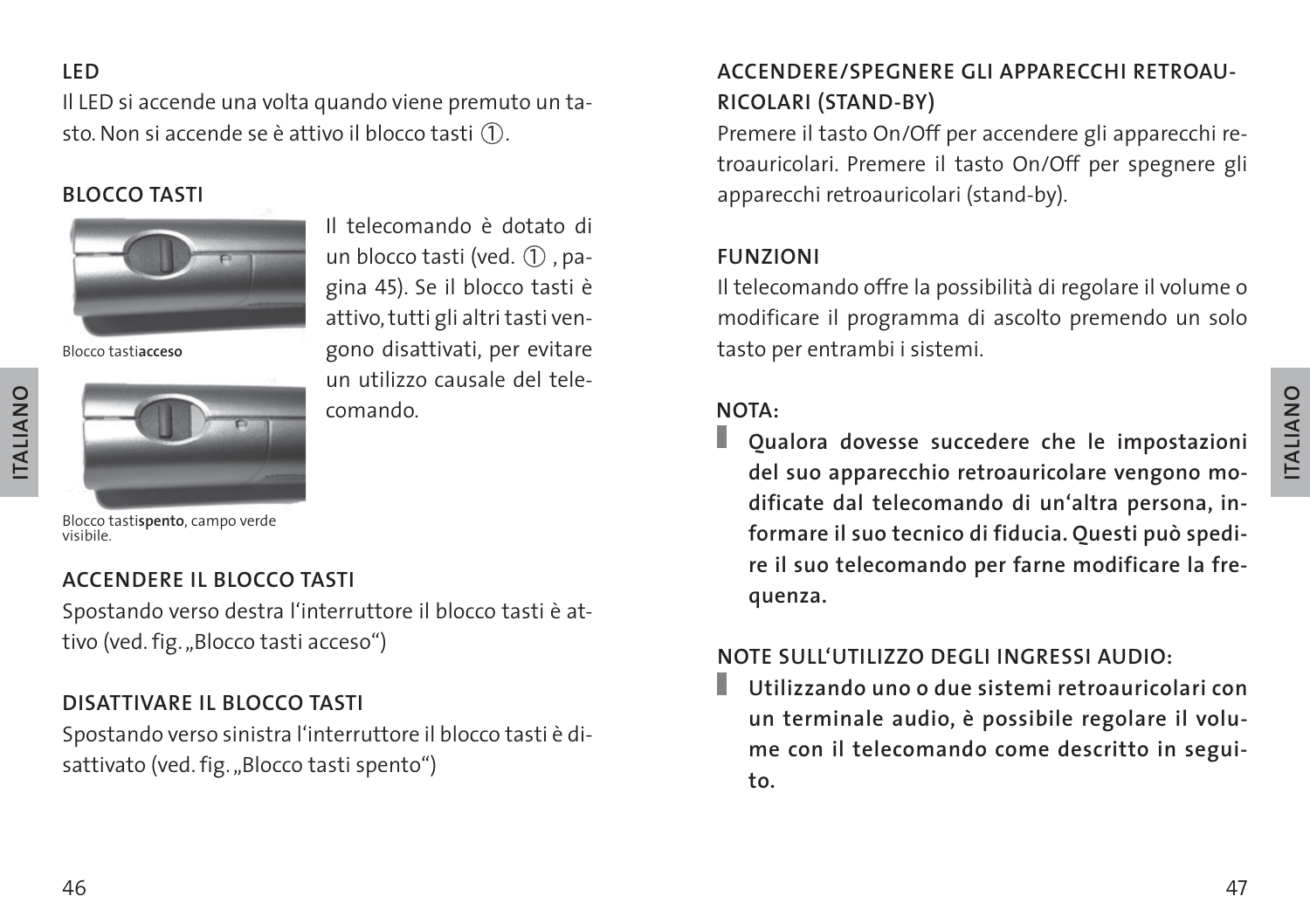### LED

Il LED si accende una volta quando viene premuto un tasto. Non si accende se è attivo il blocco tasti ①.

### BLOCCO TASTI

Blocco tasti**acceso**

Blocco tasti**spento**, campo verde visibile.

Il telecomando è dotato di un blocco tasti (ved. ① , pagina 45). Se il blocco tasti è attivo, tutti gli altri tasti vengono disattivati, per evitare un utilizzo causale del telecomando.

### ACCENDERE IL BLOCCO TASTI

Spostando verso destra l'interruttore il blocco tasti è attivo (ved. fig. „Blocco tasti acceso")

### DISATTIVARE IL BLOCCO TASTI

Spostando verso sinistra l'interruttore il blocco tasti è disattivato (ved. fig. „Blocco tasti spento")

### ACCENDERE/SPEGNERE GLI APPARECCHI RETROAURICOLARI (STAND-BY)

Premere il tasto On/Off per accendere gli apparecchi retroauricolari. Premere il tasto On/Off per spegnere gli apparecchi retroauricolari (stand-by).

### FUNZIONI

Il telecomando offre la possibilità di regolare il volume o modificare il programma di ascolto premendo un solo tasto per entrambi i sistemi.

### NOTA:

**Qualora dovesse succedere che le impostazioni del suo apparecchio retroauricolare vengono modificate dal telecomando di un'altra persona, informare il suo tecnico di fiducia. Questi può spedire il suo telecomando per farne modificare la frequenza.**

### NOTE SULL'UTILIZZO DEGLI INGRESSI AUDIO:

**Utilizzando uno o due sistemi retroauricolari con un terminale audio, è possibile regolare il volume con il telecomando come descritto in seguito.**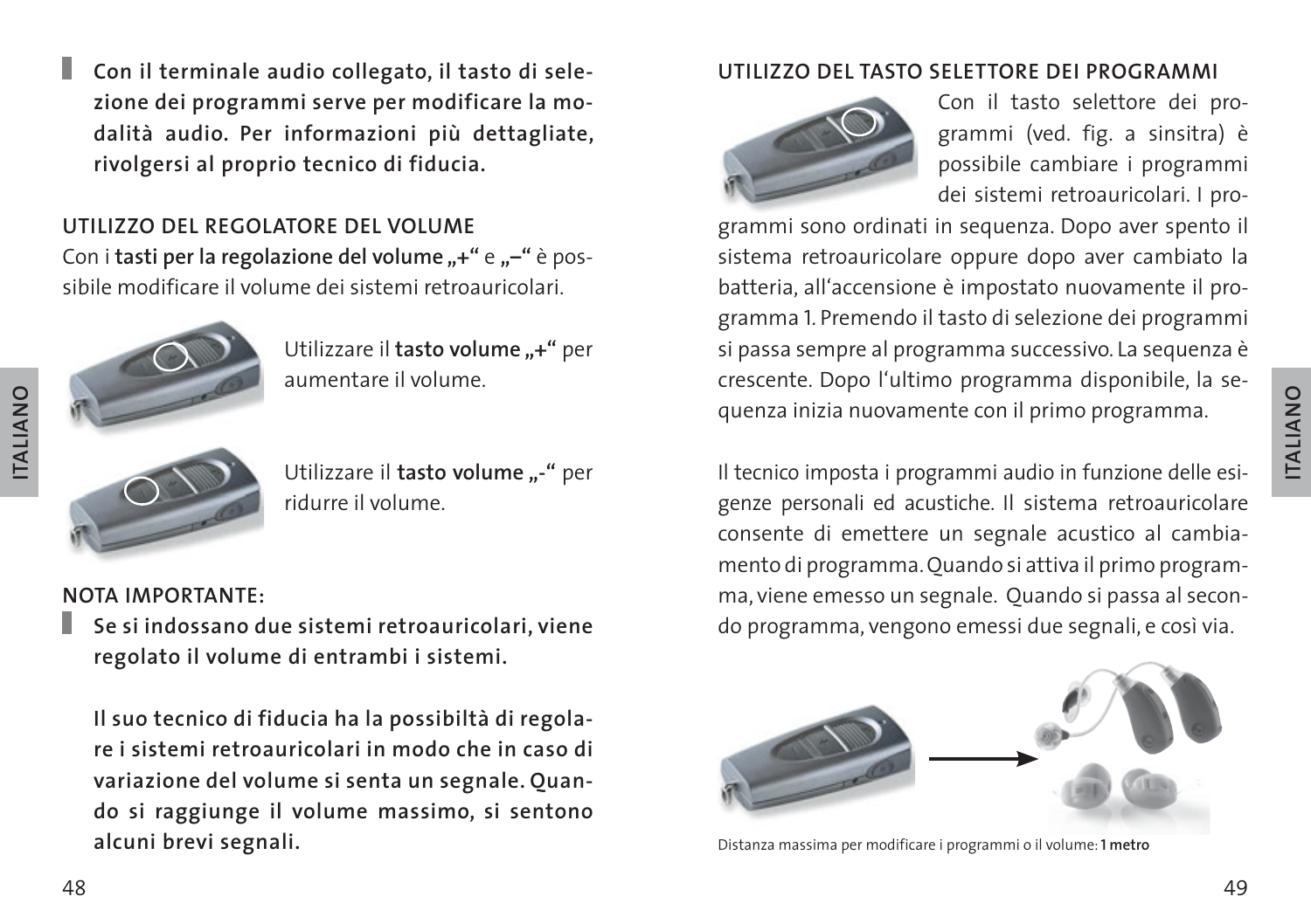**Con il terminale audio collegato, il tasto di selezione dei programmi serve per modificare la modalità audio. Per informazioni più dettagliate, rivolgersi al proprio tecnico di fiducia.**

## UTILIZZO DEL REGOLATORE DEL VOLUME

Con i **tasti per la regolazione del volume „+“** e **„–“** è possibile modificare il volume dei sistemi retroauricolari.

Utilizzare il **tasto volume „+“** per aumentare il volume.

Utilizzare il **tasto volume „-“** per ridurre il volume.

## NOTA IMPORTANTE:

**Se si indossano due sistemi retroauricolari, viene regolato il volume di entrambi i sistemi.**

**Il suo tecnico di fiducia ha la possibiltà di regolare i sistemi retroauricolari in modo che in caso di variazione del volume si senta un segnale. Quando si raggiunge il volume massimo, si sentono alcuni brevi segnali.**

## UTILIZZO DEL TASTO SELETTORE DEI PROGRAMMI

Con il tasto selettore dei programmi (ved. fig. a sinsitra) è possibile cambiare i programmi dei sistemi retroauricolari. I programmi sono ordinati in sequenza. Dopo aver spento il sistema retroauricolare oppure dopo aver cambiato la batteria, all'accensione è impostato nuovamente il programma 1. Premendo il tasto di selezione dei programmi si passa sempre al programma successivo. La sequenza è crescente. Dopo l'ultimo programma disponibile, la sequenza inizia nuovamente con il primo programma.

Il tecnico imposta i programmi audio in funzione delle esigenze personali ed acustiche. Il sistema retroauricolare consente di emettere un segnale acustico al cambiamento di programma. Quando si attiva il primo programma, viene emesso un segnale. Quando si passa al secondo programma, vengono emessi due segnali, e così via.

Distanza massima per modificare i programmi o il volume: **1 metro**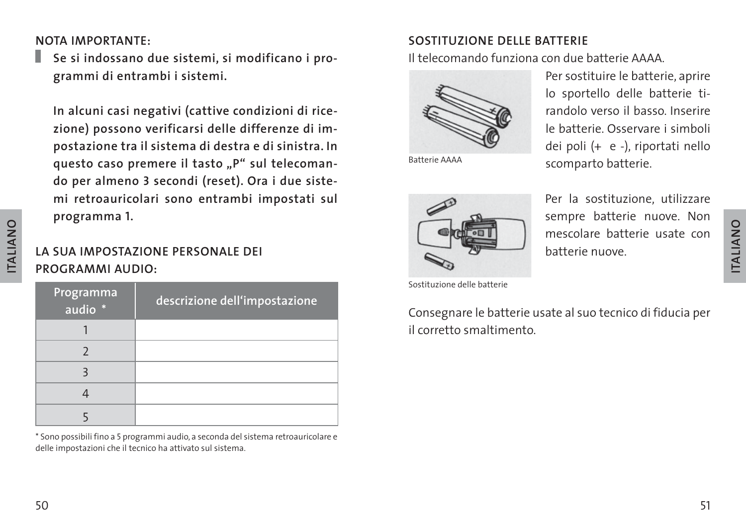**NOTA IMPORTANTE:**

**Se si indossano due sistemi, si modificano i programmi di entrambi i sistemi.**

**In alcuni casi negativi (cattive condizioni di ricezione) possono verificarsi delle differenze di impostazione tra il sistema di destra e di sinistra. In questo caso premere il tasto „P" sul telecomando per almeno 3 secondi (reset). Ora i due sistemi retroauricolari sono entrambi impostati sul programma 1.**

## LA SUA IMPOSTAZIONE PERSONALE DEI PROGRAMMI AUDIO:

| Programma audio * | descrizione dell'impostazione |
|---|---|
| 1 | |
| 2 | |
| 3 | |
| 4 | |
| 5 | |

* Sono possibili fino a 5 programmi audio, a seconda del sistema retroauricolare e delle impostazioni che il tecnico ha attivato sul sistema.

## SOSTITUZIONE DELLE BATTERIE

Il telecomando funziona con due batterie AAAA.

Batterie AAAA

Per sostituire le batterie, aprire lo sportello delle batterie tirandolo verso il basso. Inserire le batterie. Osservare i simboli dei poli (+ e -), riportati nello scomparto batterie.

Sostituzione delle batterie

Per la sostituzione, utilizzare sempre batterie nuove. Non mescolare batterie usate con batterie nuove.

Consegnare le batterie usate al suo tecnico di fiducia per il corretto smaltimento.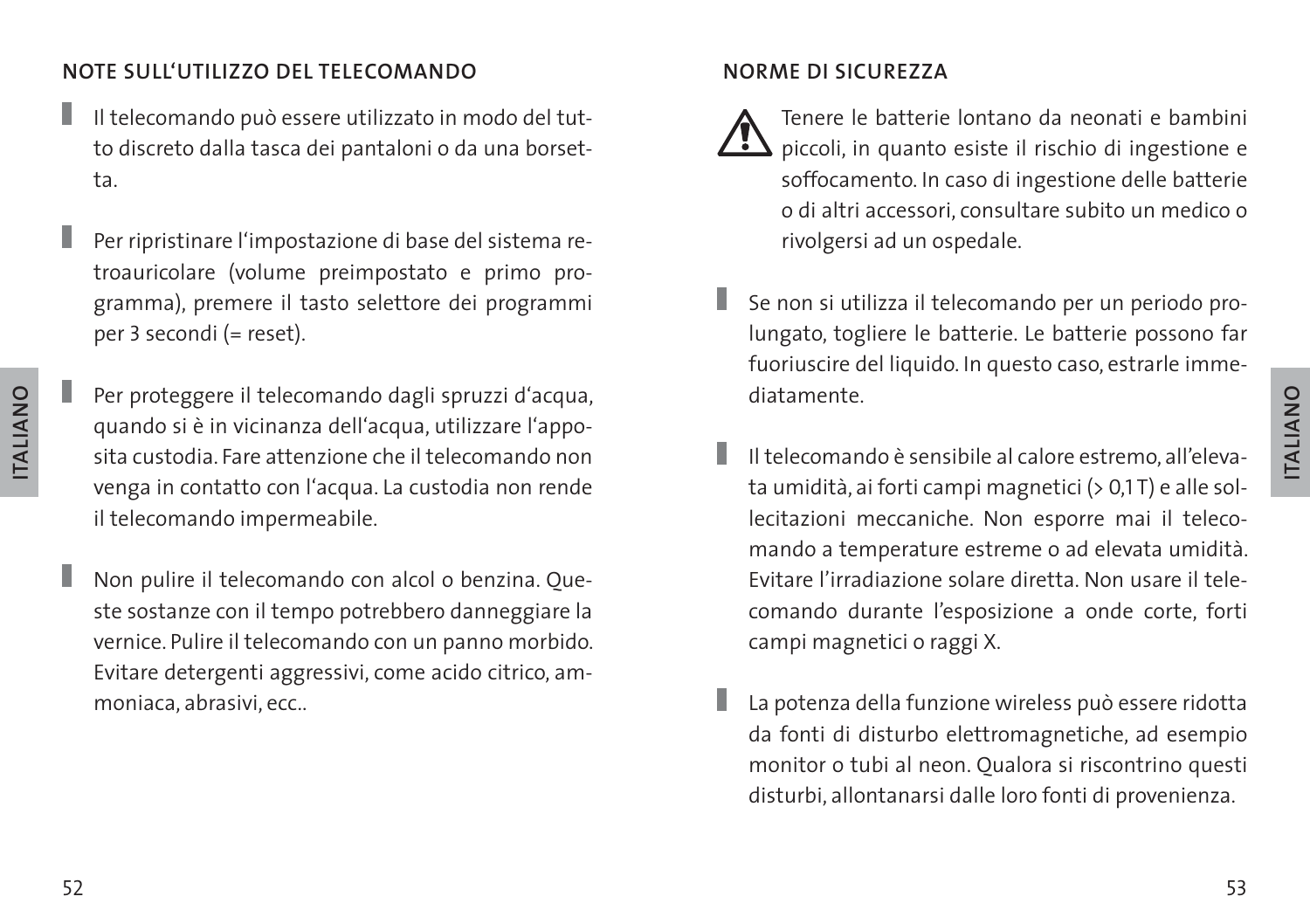## NOTE SULL'UTILIZZO DEL TELECOMANDO

- Il telecomando può essere utilizzato in modo del tutto discreto dalla tasca dei pantaloni o da una borsetta.
- Per ripristinare l'impostazione di base del sistema retroauricolare (volume preimpostato e primo programma), premere il tasto selettore dei programmi per 3 secondi (= reset).
- Per proteggere il telecomando dagli spruzzi d'acqua, quando si è in vicinanza dell'acqua, utilizzare l'apposita custodia. Fare attenzione che il telecomando non venga in contatto con l'acqua. La custodia non rende il telecomando impermeabile.
- Non pulire il telecomando con alcol o benzina. Queste sostanze con il tempo potrebbero danneggiare la vernice. Pulire il telecomando con un panno morbido. Evitare detergenti aggressivi, come acido citrico, ammoniaca, abrasivi, ecc..

## NORME DI SICUREZZA

⚠ Tenere le batterie lontano da neonati e bambini piccoli, in quanto esiste il rischio di ingestione e soffocamento. In caso di ingestione delle batterie o di altri accessori, consultare subito un medico o rivolgersi ad un ospedale.

- Se non si utilizza il telecomando per un periodo prolungato, togliere le batterie. Le batterie possono far fuoriuscire del liquido. In questo caso, estrarle immediatamente.
- Il telecomando è sensibile al calore estremo, all'elevata umidità, ai forti campi magnetici (> 0,1 T) e alle sollecitazioni meccaniche. Non esporre mai il telecomando a temperature estreme o ad elevata umidità. Evitare l'irradiazione solare diretta. Non usare il telecomando durante l'esposizione a onde corte, forti campi magnetici o raggi X.
- La potenza della funzione wireless può essere ridotta da fonti di disturbo elettromagnetiche, ad esempio monitor o tubi al neon. Qualora si riscontrino questi disturbi, allontanarsi dalle loro fonti di provenienza.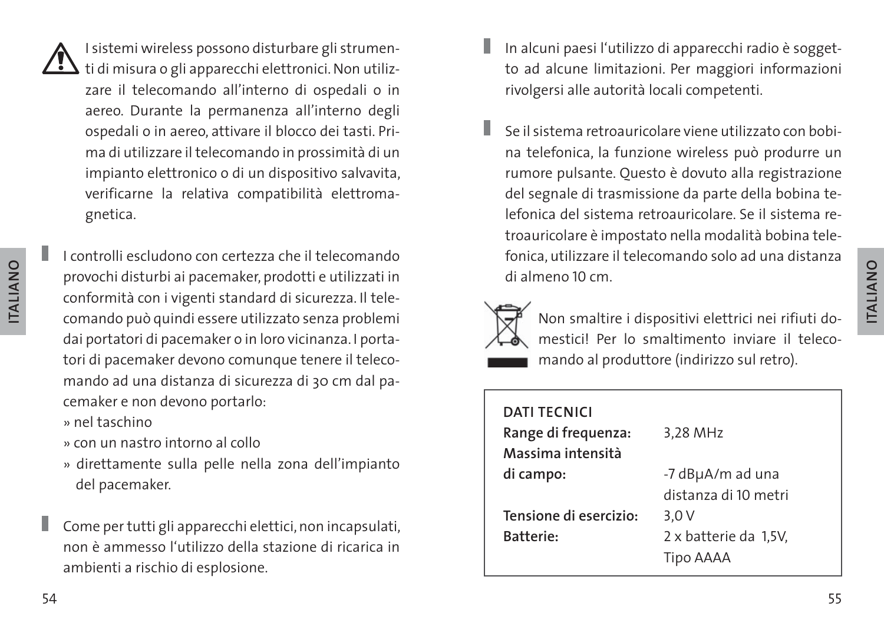I sistemi wireless possono disturbare gli strumenti di misura o gli apparecchi elettronici. Non utilizzare il telecomando all'interno di ospedali o in aereo. Durante la permanenza all'interno degli ospedali o in aereo, attivare il blocco dei tasti. Prima di utilizzare il telecomando in prossimità di un impianto elettronico o di un dispositivo salvavita, verificarne la relativa compatibilità elettromagnetica.

- I controlli escludono con certezza che il telecomando provochi disturbi ai pacemaker, prodotti e utilizzati in conformità con i vigenti standard di sicurezza. Il telecomando può quindi essere utilizzato senza problemi dai portatori di pacemaker o in loro vicinanza. I portatori di pacemaker devono comunque tenere il telecomando ad una distanza di sicurezza di 30 cm dal pacemaker e non devono portarlo:
  - » nel taschino
  - » con un nastro intorno al collo
  - » direttamente sulla pelle nella zona dell'impianto del pacemaker.

- Come per tutti gli apparecchi elettici, non incapsulati, non è ammesso l'utilizzo della stazione di ricarica in ambienti a rischio di esplosione.

- In alcuni paesi l'utilizzo di apparecchi radio è soggetto ad alcune limitazioni. Per maggiori informazioni rivolgersi alle autorità locali competenti.

- Se il sistema retroauricolare viene utilizzato con bobina telefonica, la funzione wireless può produrre un rumore pulsante. Questo è dovuto alla registrazione del segnale di trasmissione da parte della bobina telefonica del sistema retroauricolare. Se il sistema retroauricolare è impostato nella modalità bobina telefonica, utilizzare il telecomando solo ad una distanza di almeno 10 cm.

Non smaltire i dispositivi elettrici nei rifiuti domestici! Per lo smaltimento inviare il telecomando al produttore (indirizzo sul retro).

| **DATI TECNICI** | |
|---|---|
| **Range di frequenza:** | 3,28 MHz |
| **Massima intensità di campo:** | -7 dBμA/m ad una distanza di 10 metri |
| **Tensione di esercizio:** | 3,0 V |
| **Batterie:** | 2 x batterie da 1,5V, Tipo AAAA |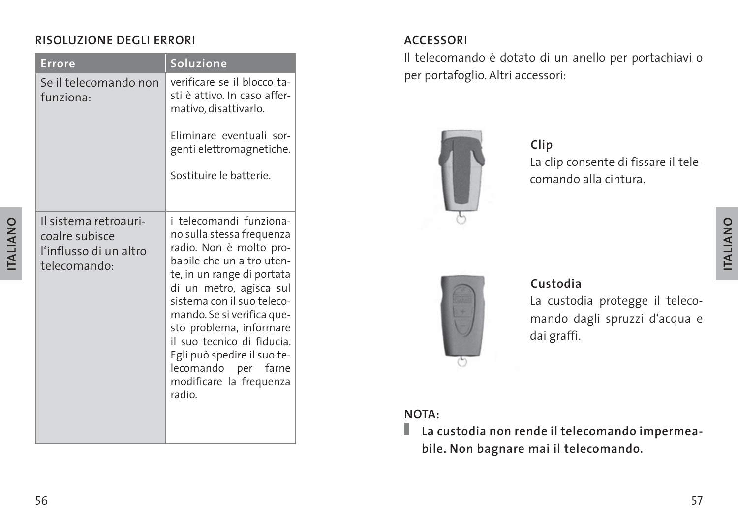## RISOLUZIONE DEGLI ERRORI

| Errore | Soluzione |
|---|---|
| Se il telecomando non funziona: | verificare se il blocco tasti è attivo. In caso affermativo, disattivarlo.<br><br>Eliminare eventuali sorgenti elettromagnetiche.<br><br>Sostituire le batterie. |
| Il sistema retroauricoalre subisce l'influsso di un altro telecomando: | i telecomandi funzionano sulla stessa frequenza radio. Non è molto probabile che un altro utente, in un range di portata di un metro, agisca sul sistema con il suo telecomando. Se si verifica questo problema, informare il suo tecnico di fiducia. Egli può spedire il suo telecomando per farne modificare la frequenza radio. |

## ACCESSORI

Il telecomando è dotato di un anello per portachiavi o per portafoglio. Altri accessori:

### Clip

La clip consente di fissare il telecomando alla cintura.

### Custodia

La custodia protegge il telecomando dagli spruzzi d'acqua e dai graffi.

**NOTA:**

**La custodia non rende il telecomando impermeabile. Non bagnare mai il telecomando.**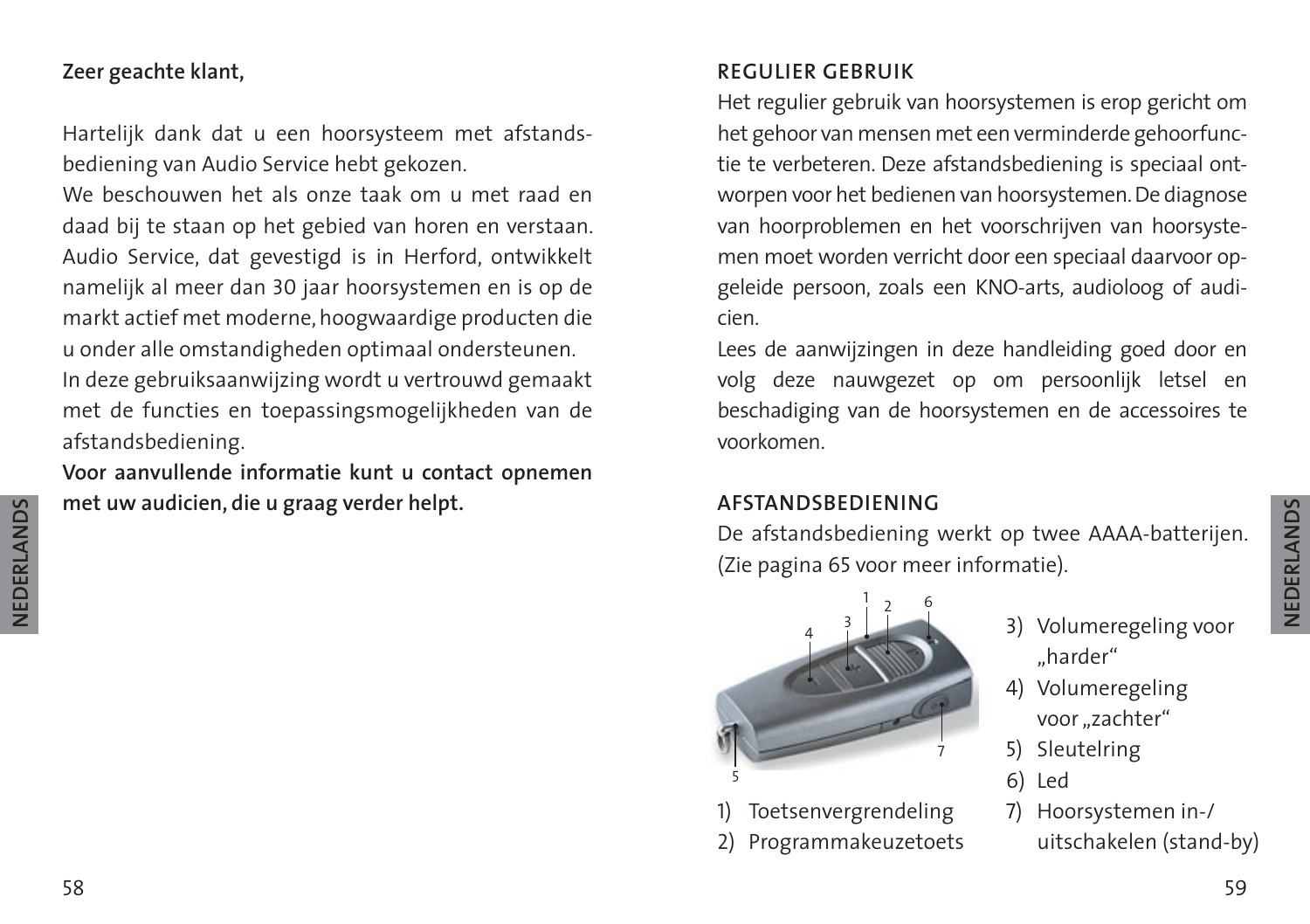**Zeer geachte klant,**

Hartelijk dank dat u een hoorsysteem met afstandsbediening van Audio Service hebt gekozen.
We beschouwen het als onze taak om u met raad en daad bij te staan op het gebied van horen en verstaan. Audio Service, dat gevestigd is in Herford, ontwikkelt namelijk al meer dan 30 jaar hoorsystemen en is op de markt actief met moderne, hoogwaardige producten die u onder alle omstandigheden optimaal ondersteunen.
In deze gebruiksaanwijzing wordt u vertrouwd gemaakt met de functies en toepassingsmogelijkheden van de afstandsbediening.
**Voor aanvullende informatie kunt u contact opnemen met uw audicien, die u graag verder helpt.**

## REGULIER GEBRUIK

Het regulier gebruik van hoorsystemen is erop gericht om het gehoor van mensen met een verminderde gehoorfunctie te verbeteren. Deze afstandsbediening is speciaal ontworpen voor het bedienen van hoorsystemen. De diagnose van hoorproblemen en het voorschrijven van hoorsystemen moet worden verricht door een speciaal daarvoor opgeleide persoon, zoals een KNO-arts, audioloog of audicien.
Lees de aanwijzingen in deze handleiding goed door en volg deze nauwgezet op om persoonlijk letsel en beschadiging van de hoorsystemen en de accessoires te voorkomen.

## AFSTANDSBEDIENING

De afstandsbediening werkt op twee AAAA-batterijen. (Zie pagina 65 voor meer informatie).

1) Toetsenvergrendeling
2) Programmakeuzetoets
3) Volumeregeling voor „harder“
4) Volumeregeling voor „zachter“
5) Sleutelring
6) Led
7) Hoorsystemen in-/uitschakelen (stand-by)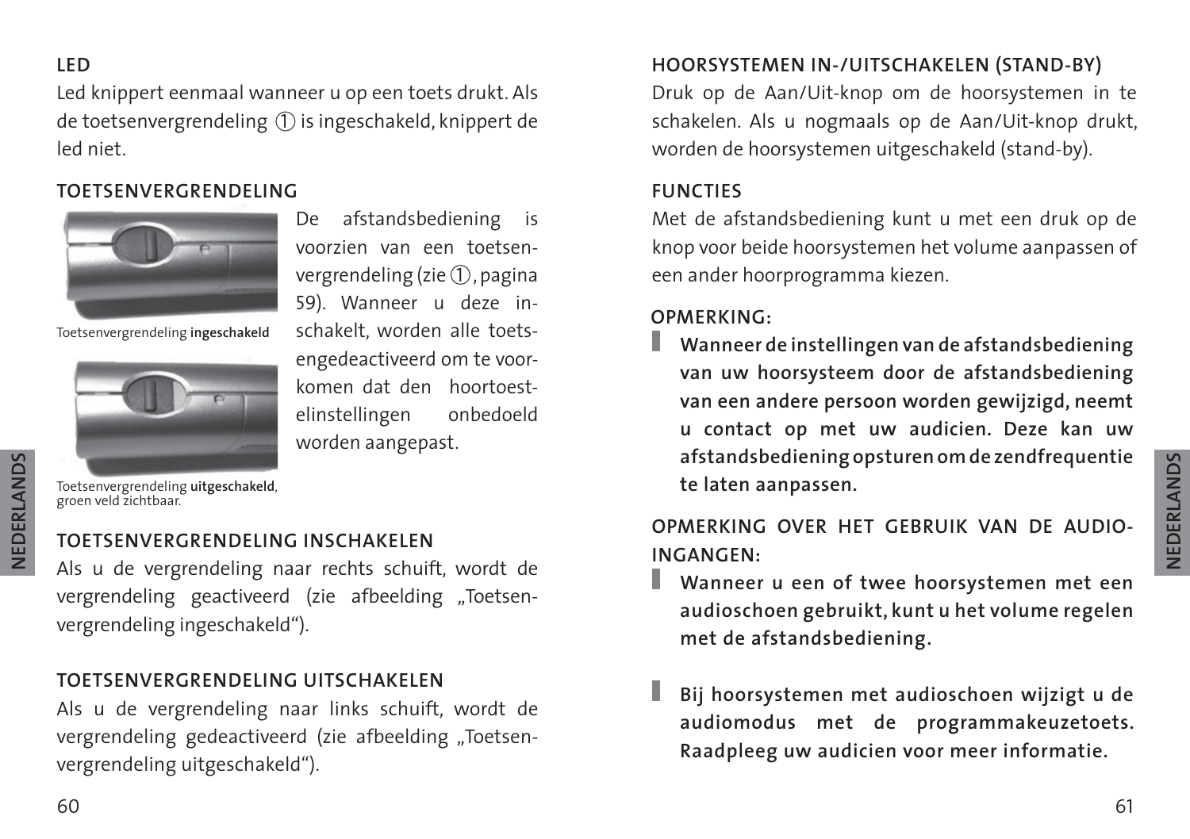## LED

Led knippert eenmaal wanneer u op een toets drukt. Als de toetsenvergrendeling ① is ingeschakeld, knippert de led niet.

## TOETSENVERGRENDELING

Toetsenvergrendeling **ingeschakeld**

Toetsenvergrendeling **uitgeschakeld**, groen veld zichtbaar.

De afstandsbediening is voorzien van een toetsenvergrendeling (zie ①, pagina 59). Wanneer u deze inschakelt, worden alle toetsengedeactiveerd om te voorkomen dat den hoortoestelinstellingen onbedoeld worden aangepast.

## TOETSENVERGRENDELING INSCHAKELEN

Als u de vergrendeling naar rechts schuift, wordt de vergrendeling geactiveerd (zie afbeelding „Toetsenvergrendeling ingeschakeld“).

## TOETSENVERGRENDELING UITSCHAKELEN

Als u de vergrendeling naar links schuift, wordt de vergrendeling gedeactiveerd (zie afbeelding „Toetsenvergrendeling uitgeschakeld“).

## HOORSYSTEMEN IN-/UITSCHAKELEN (STAND-BY)

Druk op de Aan/Uit-knop om de hoorsystemen in te schakelen. Als u nogmaals op de Aan/Uit-knop drukt, worden de hoorsystemen uitgeschakeld (stand-by).

## FUNCTIES

Met de afstandsbediening kunt u met een druk op de knop voor beide hoorsystemen het volume aanpassen of een ander hoorprogramma kiezen.

## OPMERKING:

- **Wanneer de instellingen van de afstandsbediening van uw hoorsysteem door de afstandsbediening van een andere persoon worden gewijzigd, neemt u contact op met uw audicien. Deze kan uw afstandsbediening opsturen om de zendfrequentie te laten aanpassen.**

## OPMERKING OVER HET GEBRUIK VAN DE AUDIO-INGANGEN:

- **Wanneer u een of twee hoorsystemen met een audioschoen gebruikt, kunt u het volume regelen met de afstandsbediening.**

- **Bij hoorsystemen met audioschoen wijzigt u de audiomodus met de programmakeuzetoets. Raadpleeg uw audicien voor meer informatie.**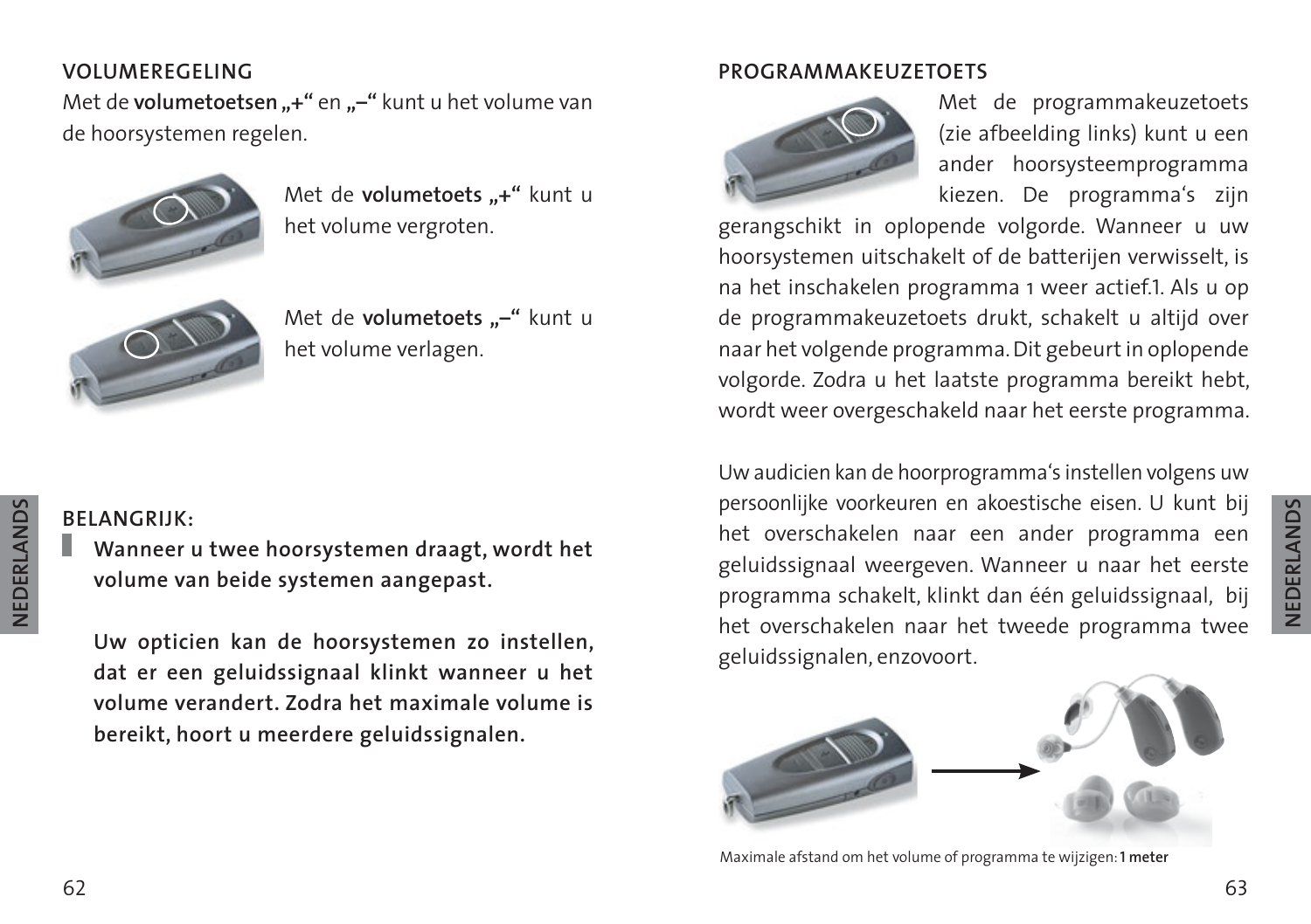## VOLUMEREGELING

Met de **volumetoetsen „+“** en **„–“** kunt u het volume van de hoorsystemen regelen.

Met de **volumetoets „+“** kunt u het volume vergroten.

Met de **volumetoets „–“** kunt u het volume verlagen.

**BELANGRIJK:**

**Wanneer u twee hoorsystemen draagt, wordt het volume van beide systemen aangepast.**

**Uw opticien kan de hoorsystemen zo instellen, dat er een geluidssignaal klinkt wanneer u het volume verandert. Zodra het maximale volume is bereikt, hoort u meerdere geluidssignalen.**

## PROGRAMMAKEUZETOETS

Met de programmakeuzetoets (zie afbeelding links) kunt u een ander hoorsysteemprogramma kiezen. De programma‘s zijn gerangschikt in oplopende volgorde. Wanneer u uw hoorsystemen uitschakelt of de batterijen verwisselt, is na het inschakelen programma 1 weer actief.1. Als u op de programmakeuzetoets drukt, schakelt u altijd over naar het volgende programma. Dit gebeurt in oplopende volgorde. Zodra u het laatste programma bereikt hebt, wordt weer overgeschakeld naar het eerste programma.

Uw audicien kan de hoorprogramma‘s instellen volgens uw persoonlijke voorkeuren en akoestische eisen. U kunt bij het overschakelen naar een ander programma een geluidssignaal weergeven. Wanneer u naar het eerste programma schakelt, klinkt dan één geluidssignaal, bij het overschakelen naar het tweede programma twee geluidssignalen, enzovoort.

Maximale afstand om het volume of programma te wijzigen: **1 meter**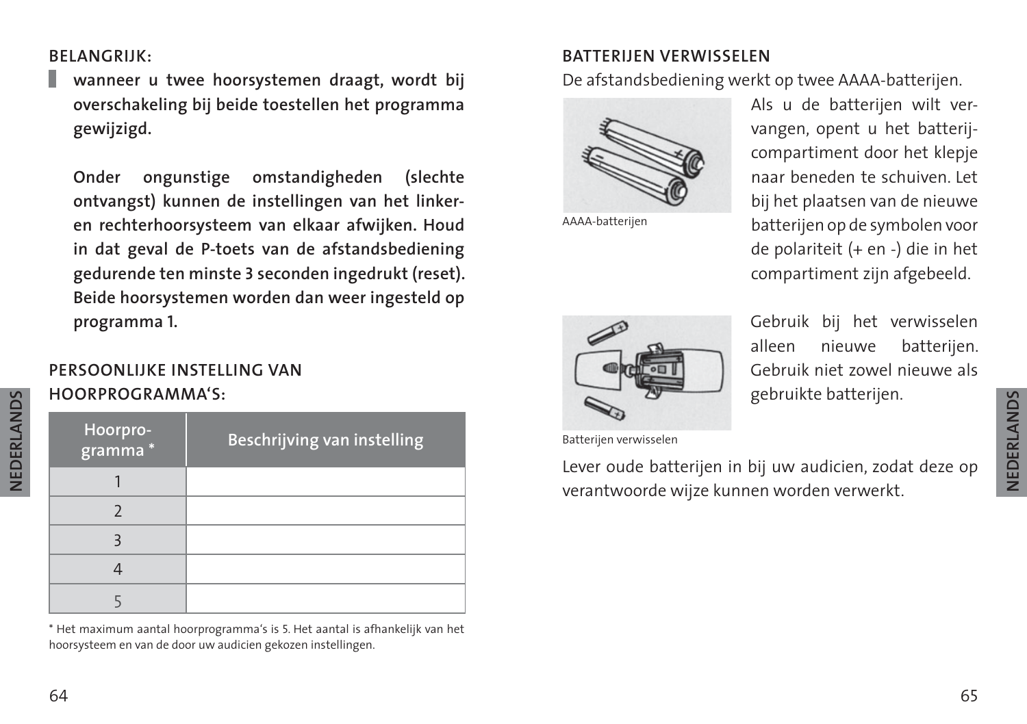**BELANGRIJK:**

**wanneer u twee hoorsystemen draagt, wordt bij overschakeling bij beide toestellen het programma gewijzigd.**

**Onder ongunstige omstandigheden (slechte ontvangst) kunnen de instellingen van het linker- en rechterhoorsysteem van elkaar afwijken. Houd in dat geval de P-toets van de afstandsbediening gedurende ten minste 3 seconden ingedrukt (reset). Beide hoorsystemen worden dan weer ingesteld op programma 1.**

### PERSOONLIJKE INSTELLING VAN HOORPROGRAMMA'S:

| Hoorprogramma * | Beschrijving van instelling |
|---|---|
| 1 | |
| 2 | |
| 3 | |
| 4 | |
| 5 | |

* Het maximum aantal hoorprogramma's is 5. Het aantal is afhankelijk van het hoorsysteem en van de door uw audicien gekozen instellingen.

### BATTERIJEN VERWISSELEN

De afstandsbediening werkt op twee AAAA-batterijen.

AAAA-batterijen

Als u de batterijen wilt vervangen, opent u het batterijcompartiment door het klepje naar beneden te schuiven. Let bij het plaatsen van de nieuwe batterijen op de symbolen voor de polariteit (+ en -) die in het compartiment zijn afgebeeld.

Batterijen verwisselen

Gebruik bij het verwisselen alleen nieuwe batterijen. Gebruik niet zowel nieuwe als gebruikte batterijen.

Lever oude batterijen in bij uw audicien, zodat deze op verantwoorde wijze kunnen worden verwerkt.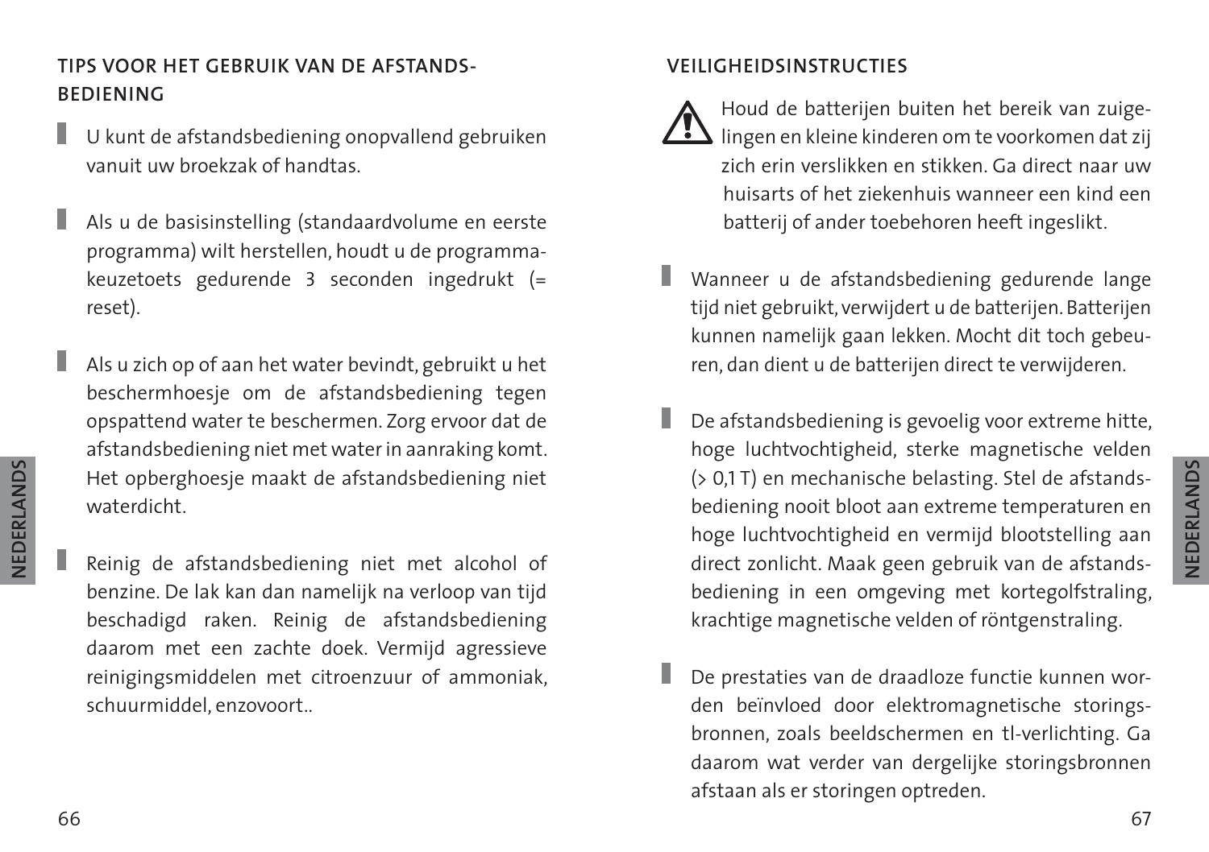## TIPS VOOR HET GEBRUIK VAN DE AFSTANDS-BEDIENING

- U kunt de afstandsbediening onopvallend gebruiken vanuit uw broekzak of handtas.

- Als u de basisinstelling (standaardvolume en eerste programma) wilt herstellen, houdt u de programma-keuzetoets gedurende 3 seconden ingedrukt (= reset).

- Als u zich op of aan het water bevindt, gebruikt u het beschermhoesje om de afstandsbediening tegen opspattend water te beschermen. Zorg ervoor dat de afstandsbediening niet met water in aanraking komt. Het opberghoesje maakt de afstandsbediening niet waterdicht.

- Reinig de afstandsbediening niet met alcohol of benzine. De lak kan dan namelijk na verloop van tijd beschadigd raken. Reinig de afstandsbediening daarom met een zachte doek. Vermijd agressieve reinigingsmiddelen met citroenzuur of ammoniak, schuurmiddel, enzovoort..

## VEILIGHEIDSINSTRUCTIES

⚠ Houd de batterijen buiten het bereik van zuigelingen en kleine kinderen om te voorkomen dat zij zich erin verslikken en stikken. Ga direct naar uw huisarts of het ziekenhuis wanneer een kind een batterij of ander toebehoren heeft ingeslikt.

- Wanneer u de afstandsbediening gedurende lange tijd niet gebruikt, verwijdert u de batterijen. Batterijen kunnen namelijk gaan lekken. Mocht dit toch gebeuren, dan dient u de batterijen direct te verwijderen.

- De afstandsbediening is gevoelig voor extreme hitte, hoge luchtvochtigheid, sterke magnetische velden (> 0,1 T) en mechanische belasting. Stel de afstandsbediening nooit bloot aan extreme temperaturen en hoge luchtvochtigheid en vermijd blootstelling aan direct zonlicht. Maak geen gebruik van de afstandsbediening in een omgeving met kortegolfstraling, krachtige magnetische velden of röntgenstraling.

- De prestaties van de draadloze functie kunnen worden beïnvloed door elektromagnetische storingsbronnen, zoals beeldschermen en tl-verlichting. Ga daarom wat verder van dergelijke storingsbronnen afstaan als er storingen optreden.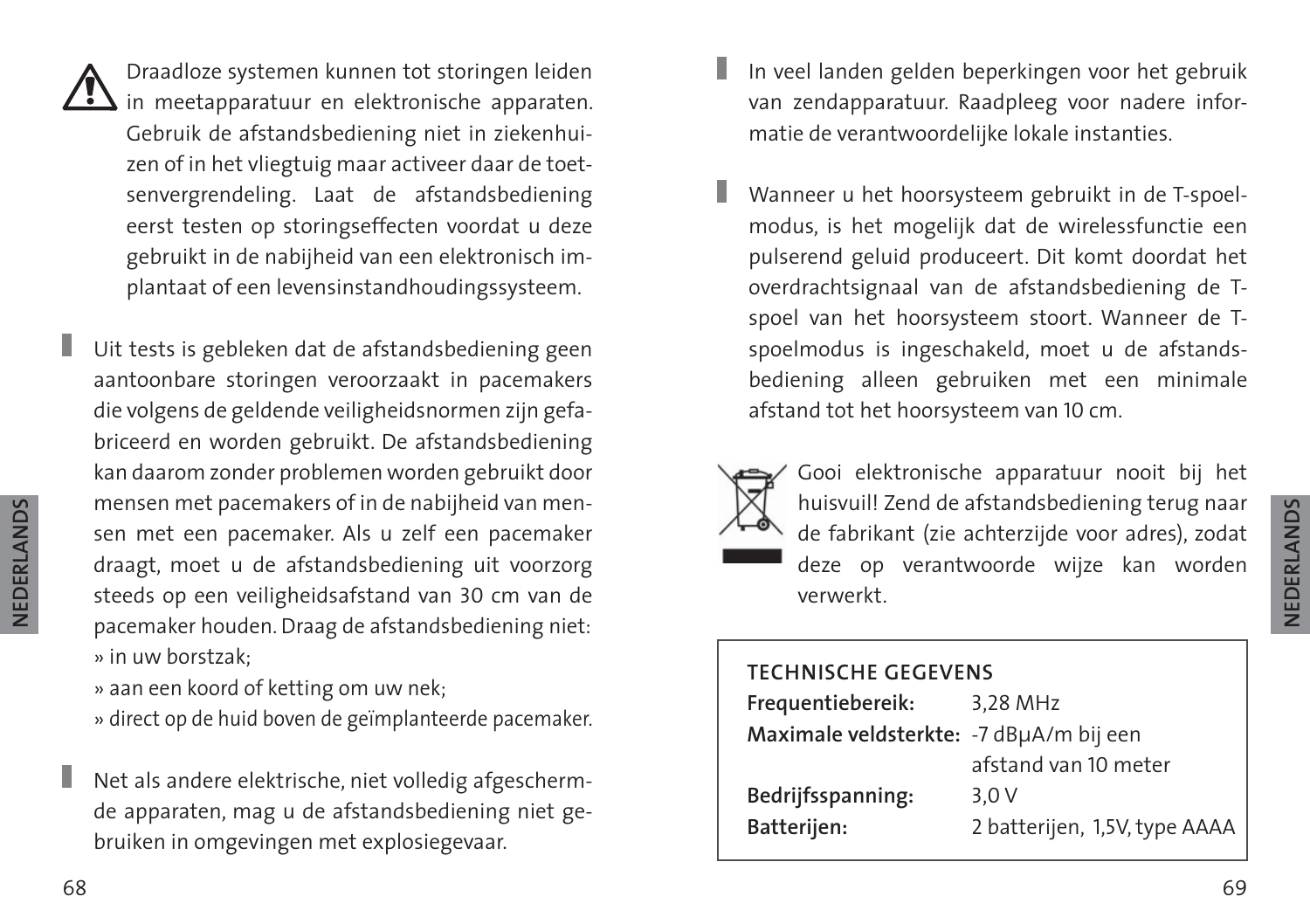Draadloze systemen kunnen tot storingen leiden in meetapparatuur en elektronische apparaten. Gebruik de afstandsbediening niet in ziekenhuizen of in het vliegtuig maar activeer daar de toetsenvergrendeling. Laat de afstandsbediening eerst testen op storingseffecten voordat u deze gebruikt in de nabijheid van een elektronisch implantaat of een levensinstandhoudingssysteem.

- Uit tests is gebleken dat de afstandsbediening geen aantoonbare storingen veroorzaakt in pacemakers die volgens de geldende veiligheidsnormen zijn gefabriceerd en worden gebruikt. De afstandsbediening kan daarom zonder problemen worden gebruikt door mensen met pacemakers of in de nabijheid van mensen met een pacemaker. Als u zelf een pacemaker draagt, moet u de afstandsbediening uit voorzorg steeds op een veiligheidsafstand van 30 cm van de pacemaker houden. Draag de afstandsbediening niet:
  » in uw borstzak;
  » aan een koord of ketting om uw nek;
  » direct op de huid boven de geïmplanteerde pacemaker.

- Net als andere elektrische, niet volledig afgeschermde apparaten, mag u de afstandsbediening niet gebruiken in omgevingen met explosiegevaar.

- In veel landen gelden beperkingen voor het gebruik van zendapparatuur. Raadpleeg voor nadere informatie de verantwoordelijke lokale instanties.

- Wanneer u het hoorsysteem gebruikt in de T-spoelmodus, is het mogelijk dat de wirelessfunctie een pulserend geluid produceert. Dit komt doordat het overdrachtsignaal van de afstandsbediening de T-spoel van het hoorsysteem stoort. Wanneer de T-spoelmodus is ingeschakeld, moet u de afstandsbediening alleen gebruiken met een minimale afstand tot het hoorsysteem van 10 cm.

Gooi elektronische apparatuur nooit bij het huisvuil! Zend de afstandsbediening terug naar de fabrikant (zie achterzijde voor adres), zodat deze op verantwoorde wijze kan worden verwerkt.

**TECHNISCHE GEGEVENS**

| | |
|---|---|
| **Frequentiebereik:** | 3,28 MHz |
| **Maximale veldsterkte:** | -7 dBµA/m bij een afstand van 10 meter |
| **Bedrijfsspanning:** | 3,0 V |
| **Batterijen:** | 2 batterijen, 1,5V, type AAAA |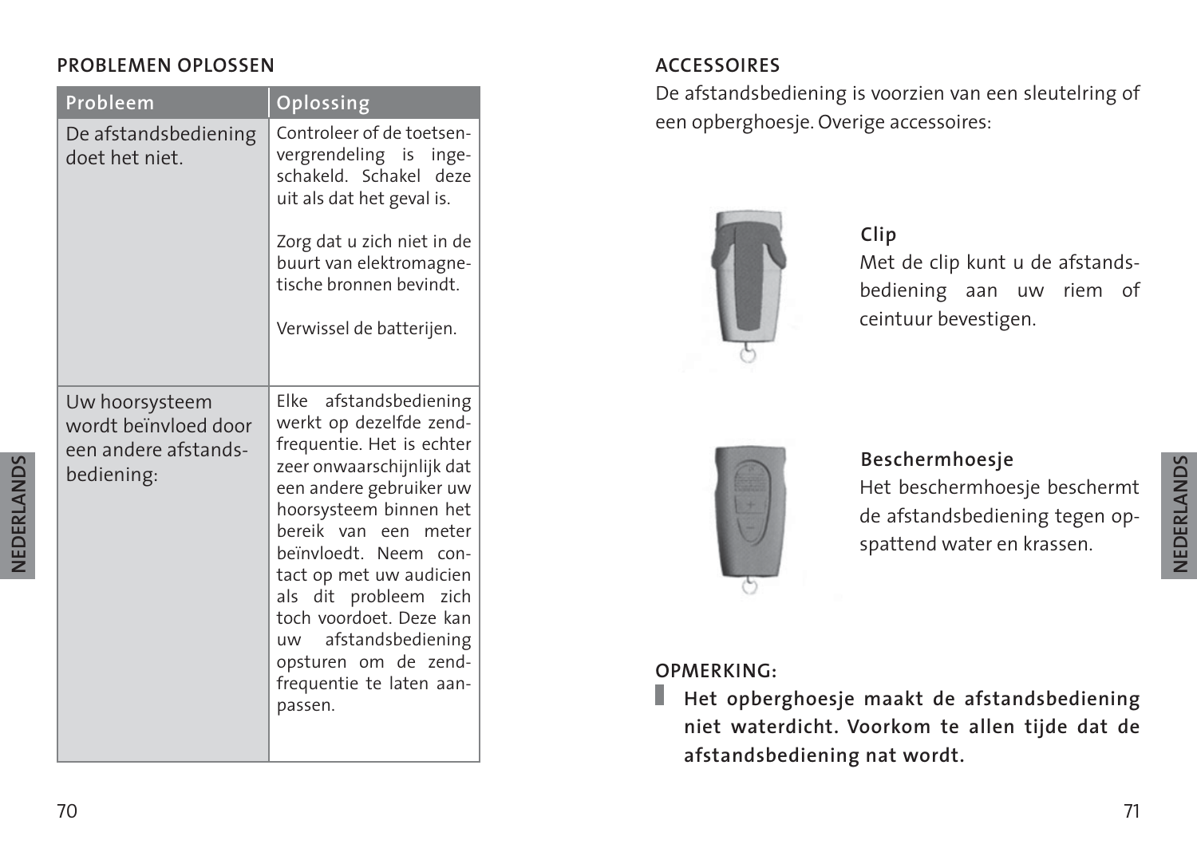## PROBLEMEN OPLOSSEN

| Probleem | Oplossing |
|---|---|
| De afstandsbediening doet het niet. | Controleer of de toetsenvergrendeling is ingeschakeld. Schakel deze uit als dat het geval is.<br><br>Zorg dat u zich niet in de buurt van elektromagnetische bronnen bevindt.<br><br>Verwissel de batterijen. |
| Uw hoorsysteem wordt beïnvloed door een andere afstandsbediening: | Elke afstandsbediening werkt op dezelfde zendfrequentie. Het is echter zeer onwaarschijnlijk dat een andere gebruiker uw hoorsysteem binnen het bereik van een meter beïnvloedt. Neem contact op met uw audicien als dit probleem zich toch voordoet. Deze kan uw afstandsbediening opsturen om de zendfrequentie te laten aanpassen. |

## ACCESSOIRES

De afstandsbediening is voorzien van een sleutelring of een opberghoesje. Overige accessoires:

**Clip**

Met de clip kunt u de afstandsbediening aan uw riem of ceintuur bevestigen.

**Beschermhoesje**

Het beschermhoesje beschermt de afstandsbediening tegen opspattend water en krassen.

**OPMERKING:**

**Het opberghoesje maakt de afstandsbediening niet waterdicht. Voorkom te allen tijde dat de afstandsbediening nat wordt.**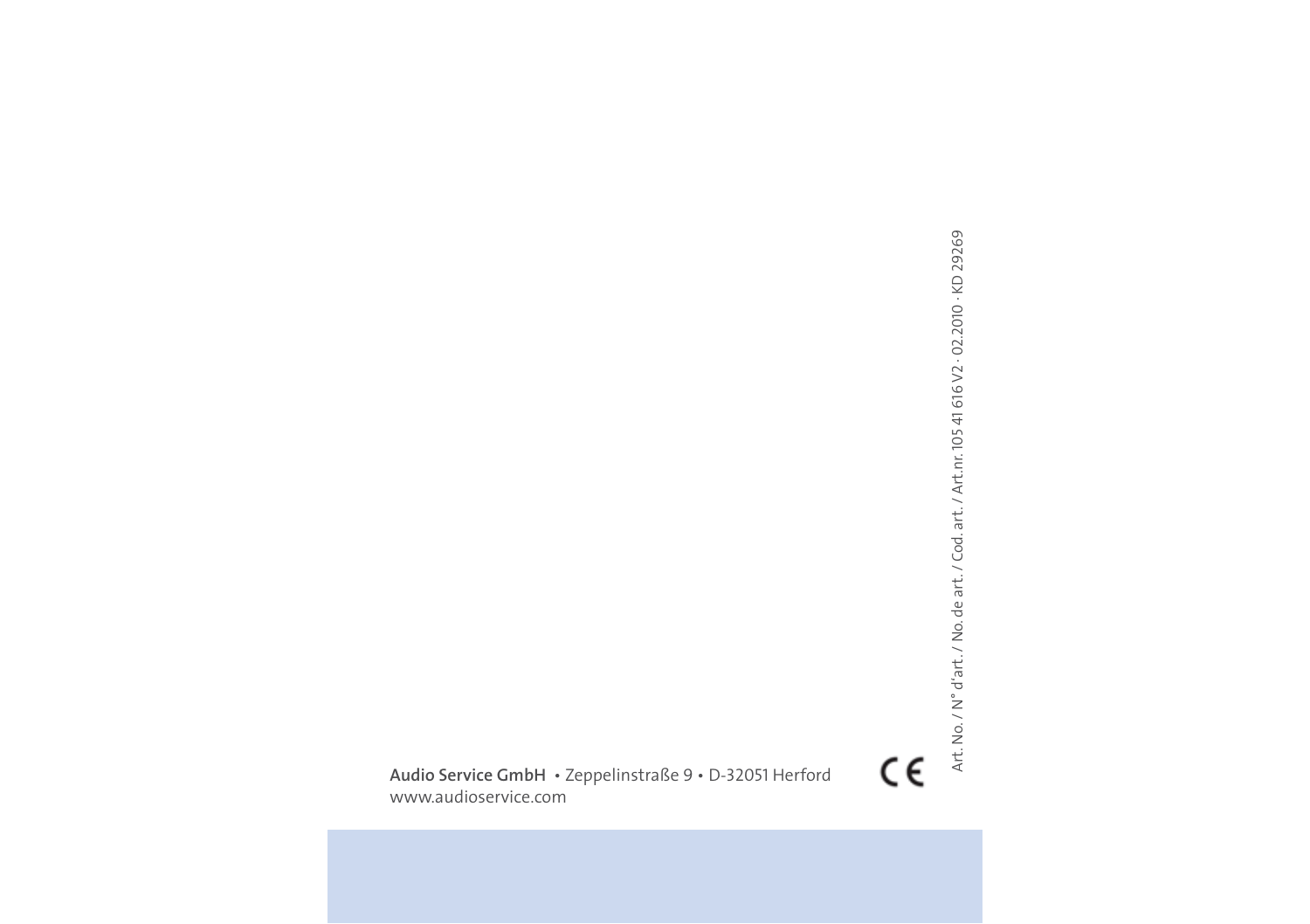**Audio Service GmbH** • Zeppelinstraße 9 • D-32051 Herford
www.audioservice.com

CE

Art. No. / N° d'art. / No. de art. / Cod. art. / Art.nr. 105 41 616 V2 · 02.2010 · KD 29269